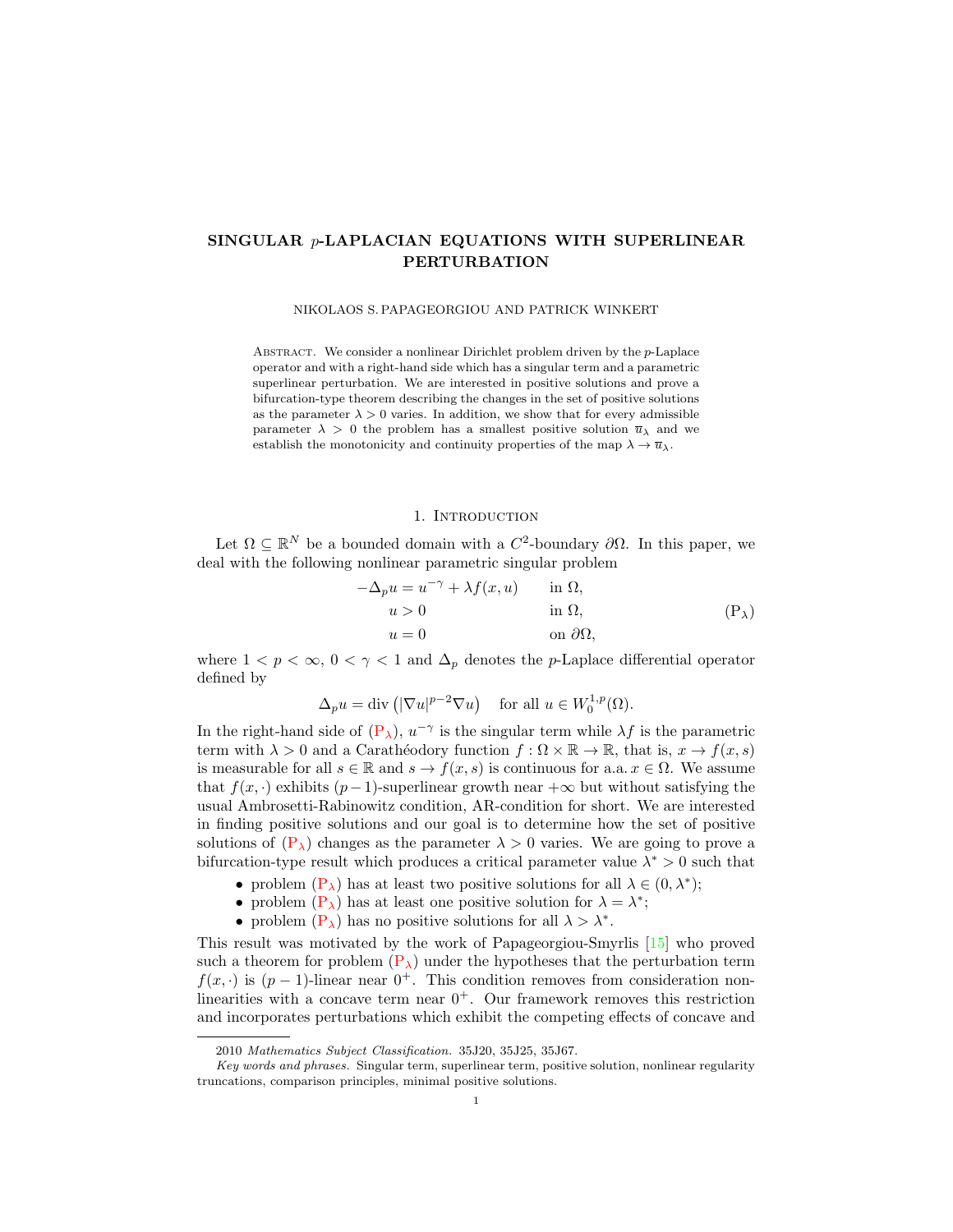# SINGULAR $p$-LAPLACIAN EQUATIONS WITH SUPERLINEAR PERTURBATION

NIKOLAOS S. PAPAGEORGIOU AND PATRICK WINKERT

Abstract. We consider a nonlinear Dirichlet problem driven by the $p$-Laplace operator and with a right-hand side which has a singular term and a parametric superlinear perturbation. We are interested in positive solutions and prove a bifurcation-type theorem describing the changes in the set of positive solutions as the parameter $\lambda > 0$ varies. In addition, we show that for every admissible parameter $\lambda > 0$ the problem has a smallest positive solution $\overline{u}_\lambda$ and we establish the monotonicity and continuity properties of the map $\lambda \to \overline{u}_\lambda$.

## 1. Introduction

Let $\Omega \subseteq \mathbb{R}^N$ be a bounded domain with a $C^2$-boundary $\partial\Omega$. In this paper, we deal with the following nonlinear parametric singular problem

$$
\begin{aligned}
-\Delta_p u &= u^{-\gamma} + \lambda f(x,u) \qquad && \text{in } \Omega,\\
u &> 0 && \text{in } \Omega,\\
u &= 0 && \text{on } \partial\Omega,
\end{aligned}
\tag{$\mathrm{P}_\lambda$}
$$

where $1 < p < \infty$, $0 < \gamma < 1$ and $\Delta_p$ denotes the $p$-Laplace differential operator defined by

$$
\Delta_p u = \operatorname{div}\left(|\nabla u|^{p-2}\nabla u\right) \quad \text{for all } u \in W_0^{1,p}(\Omega).
$$

In the right-hand side of ($\mathrm{P}_\lambda$), $u^{-\gamma}$ is the singular term while $\lambda f$ is the parametric term with $\lambda > 0$ and a Carathéodory function $f : \Omega \times \mathbb{R} \to \mathbb{R}$, that is, $x \to f(x,s)$ is measurable for all $s \in \mathbb{R}$ and $s \to f(x,s)$ is continuous for a.a. $x \in \Omega$. We assume that $f(x,\cdot)$ exhibits $(p-1)$-superlinear growth near $+\infty$ but without satisfying the usual Ambrosetti-Rabinowitz condition, AR-condition for short. We are interested in finding positive solutions and our goal is to determine how the set of positive solutions of ($\mathrm{P}_\lambda$) changes as the parameter $\lambda > 0$ varies. We are going to prove a bifurcation-type result which produces a critical parameter value $\lambda^* > 0$ such that

- problem ($\mathrm{P}_\lambda$) has at least two positive solutions for all $\lambda \in (0, \lambda^*)$;
- problem ($\mathrm{P}_\lambda$) has at least one positive solution for $\lambda = \lambda^*$;
- problem ($\mathrm{P}_\lambda$) has no positive solutions for all $\lambda > \lambda^*$.

This result was motivated by the work of Papageorgiou-Smyrlis [15] who proved such a theorem for problem ($\mathrm{P}_\lambda$) under the hypotheses that the perturbation term $f(x,\cdot)$ is $(p-1)$-linear near $0^+$. This condition removes from consideration nonlinearities with a concave term near $0^+$. Our framework removes this restriction and incorporates perturbations which exhibit the competing effects of concave and

---

2010 *Mathematics Subject Classification.* 35J20, 35J25, 35J67.

*Key words and phrases.* Singular term, superlinear term, positive solution, nonlinear regularity truncations, comparison principles, minimal positive solutions.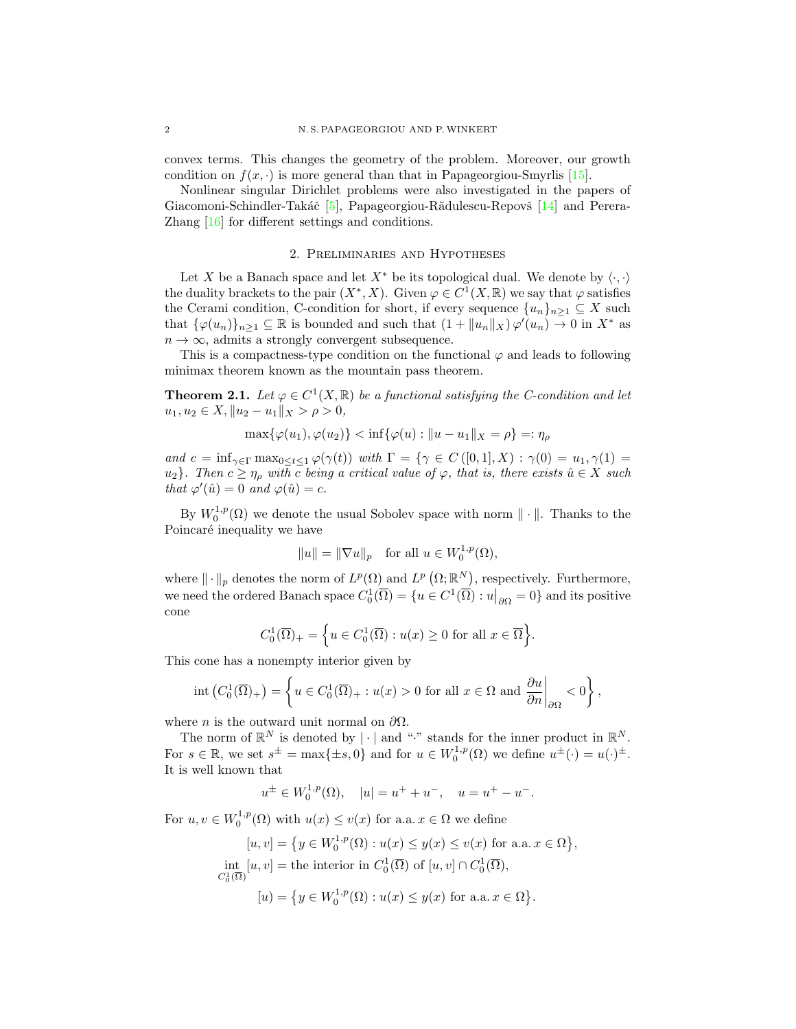convex terms. This changes the geometry of the problem. Moreover, our growth condition on $f(x,\cdot)$ is more general than that in Papageorgiou-Smyrlis [15].

Nonlinear singular Dirichlet problems were also investigated in the papers of Giacomoni-Schindler-Takáč [5], Papageorgiou-Rădulescu-Repovš [14] and Perera-Zhang [16] for different settings and conditions.

## 2. Preliminaries and Hypotheses

Let $X$ be a Banach space and let $X^*$ be its topological dual. We denote by $\langle \cdot,\cdot\rangle$ the duality brackets to the pair $(X^*,X)$. Given $\varphi \in C^1(X,\mathbb{R})$ we say that $\varphi$ satisfies the Cerami condition, C-condition for short, if every sequence $\{u_n\}_{n\geq 1} \subseteq X$ such that $\{\varphi(u_n)\}_{n\geq 1} \subseteq \mathbb{R}$ is bounded and such that $(1+\|u_n\|_X)\,\varphi'(u_n) \to 0$ in $X^*$ as $n \to \infty$, admits a strongly convergent subsequence.

This is a compactness-type condition on the functional $\varphi$ and leads to following minimax theorem known as the mountain pass theorem.

**Theorem 2.1.** *Let $\varphi \in C^1(X,\mathbb{R})$ be a functional satisfying the C-condition and let $u_1,u_2 \in X, \|u_2-u_1\|_X > \rho > 0$,*

$$\max\{\varphi(u_1),\varphi(u_2)\} < \inf\{\varphi(u) : \|u-u_1\|_X = \rho\} =: \eta_\rho$$

*and $c = \inf_{\gamma\in\Gamma}\max_{0\leq t\leq 1}\varphi(\gamma(t))$ with $\Gamma = \{\gamma \in C([0,1],X) : \gamma(0)=u_1, \gamma(1)=u_2\}$. Then $c \geq \eta_\rho$ with $c$ being a critical value of $\varphi$, that is, there exists $\hat{u} \in X$ such that $\varphi'(\hat{u}) = 0$ and $\varphi(\hat{u}) = c$.*

By $W^{1,p}_0(\Omega)$ we denote the usual Sobolev space with norm $\|\cdot\|$. Thanks to the Poincaré inequality we have

$$\|u\| = \|\nabla u\|_p \quad \text{for all } u \in W^{1,p}_0(\Omega),$$

where $\|\cdot\|_p$ denotes the norm of $L^p(\Omega)$ and $L^p\left(\Omega;\mathbb{R}^N\right)$, respectively. Furthermore, we need the ordered Banach space $C^1_0(\overline{\Omega}) = \{u \in C^1(\overline{\Omega}) : u\big|_{\partial\Omega} = 0\}$ and its positive cone

$$C^1_0(\overline{\Omega})_+ = \Big\{u \in C^1_0(\overline{\Omega}) : u(x) \geq 0 \text{ for all } x \in \overline{\Omega}\Big\}.$$

This cone has a nonempty interior given by

$$\operatorname{int}\left(C^1_0(\overline{\Omega})_+\right) = \left\{u \in C^1_0(\overline{\Omega})_+ : u(x) > 0 \text{ for all } x \in \Omega \text{ and } \left.\frac{\partial u}{\partial n}\right|_{\partial\Omega} < 0\right\},$$

where $n$ is the outward unit normal on $\partial\Omega$.

The norm of $\mathbb{R}^N$ is denoted by $|\cdot|$ and "$\cdot$" stands for the inner product in $\mathbb{R}^N$. For $s \in \mathbb{R}$, we set $s^{\pm} = \max\{\pm s, 0\}$ and for $u \in W^{1,p}_0(\Omega)$ we define $u^{\pm}(\cdot) = u(\cdot)^{\pm}$. It is well known that

$$u^{\pm} \in W^{1,p}_0(\Omega), \quad |u| = u^+ + u^-, \quad u = u^+ - u^-.$$

For $u,v \in W^{1,p}_0(\Omega)$ with $u(x) \leq v(x)$ for a.a. $x \in \Omega$ we define

$$\begin{aligned}
[u,v] &= \big\{y \in W^{1,p}_0(\Omega) : u(x) \leq y(x) \leq v(x) \text{ for a.a. } x \in \Omega\big\},\\
\operatorname*{int}_{C^1_0(\overline{\Omega})}[u,v] &= \text{the interior in } C^1_0(\overline{\Omega}) \text{ of } [u,v] \cap C^1_0(\overline{\Omega}),\\
[u) &= \big\{y \in W^{1,p}_0(\Omega) : u(x) \leq y(x) \text{ for a.a. } x \in \Omega\big\}.
\end{aligned}$$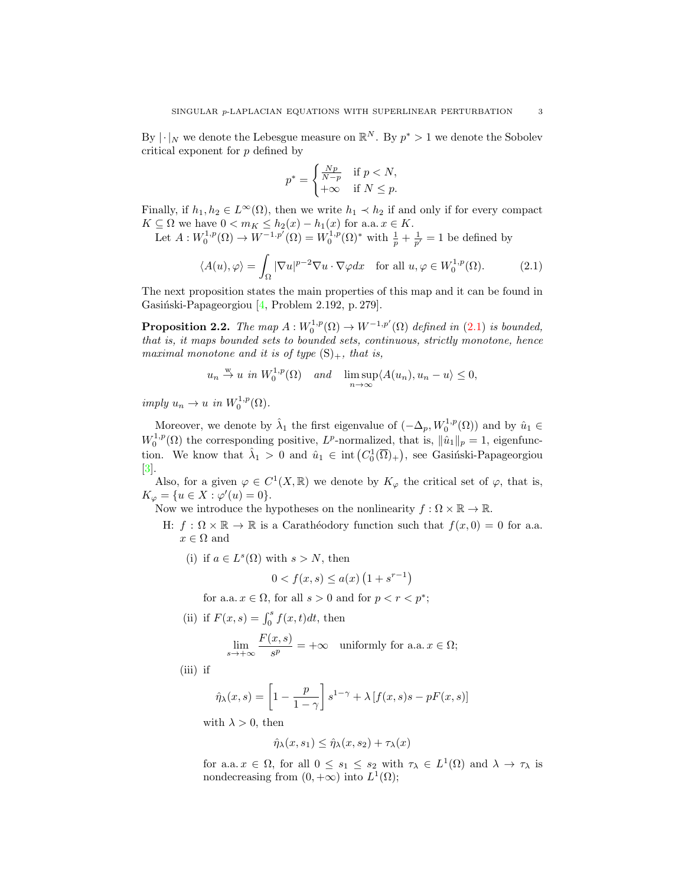By $|\cdot|_N$ we denote the Lebesgue measure on $\mathbb{R}^N$. By $p^* > 1$ we denote the Sobolev critical exponent for $p$ defined by

$$p^* = \begin{cases} \frac{Np}{N-p} & \text{if } p < N, \\ +\infty & \text{if } N \leq p. \end{cases}$$

Finally, if $h_1, h_2 \in L^\infty(\Omega)$, then we write $h_1 \prec h_2$ if and only if for every compact $K \subseteq \Omega$ we have $0 < m_K \leq h_2(x) - h_1(x)$ for a.a. $x \in K$.

Let $A : W_0^{1,p}(\Omega) \to W^{-1.p'}(\Omega) = W_0^{1,p}(\Omega)^*$ with $\frac{1}{p} + \frac{1}{p'} = 1$ be defined by

$$\langle A(u), \varphi \rangle = \int_\Omega |\nabla u|^{p-2} \nabla u \cdot \nabla \varphi dx \quad \text{for all } u, \varphi \in W_0^{1,p}(\Omega). \tag{2.1}$$

The next proposition states the main properties of this map and it can be found in Gasiński-Papageorgiou [4, Problem 2.192, p. 279].

**Proposition 2.2.** *The map $A : W_0^{1,p}(\Omega) \to W^{-1,p'}(\Omega)$ defined in (2.1) is bounded, that is, it maps bounded sets to bounded sets, continuous, strictly monotone, hence maximal monotone and it is of type $(\mathrm{S})_+$, that is,*

$$u_n \overset{\mathrm{w}}{\to} u \ \text{in } W_0^{1,p}(\Omega) \quad \text{and} \quad \limsup_{n \to \infty} \langle A(u_n), u_n - u \rangle \leq 0,$$

*imply $u_n \to u$ in $W_0^{1,p}(\Omega)$.*

Moreover, we denote by $\hat{\lambda}_1$ the first eigenvalue of $(-\Delta_p, W_0^{1,p}(\Omega))$ and by $\hat{u}_1 \in W_0^{1,p}(\Omega)$ the corresponding positive, $L^p$-normalized, that is, $\|\hat{u}_1\|_p = 1$, eigenfunction. We know that $\hat{\lambda}_1 > 0$ and $\hat{u}_1 \in \operatorname{int}\left(C_0^1(\overline{\Omega})_+\right)$, see Gasiński-Papageorgiou [3].

Also, for a given $\varphi \in C^1(X, \mathbb{R})$ we denote by $K_\varphi$ the critical set of $\varphi$, that is, $K_\varphi = \{u \in X : \varphi'(u) = 0\}$.

Now we introduce the hypotheses on the nonlinearity $f : \Omega \times \mathbb{R} \to \mathbb{R}$.

H: $f : \Omega \times \mathbb{R} \to \mathbb{R}$ is a Carathéodory function such that $f(x, 0) = 0$ for a.a. $x \in \Omega$ and

(i) if $a \in L^s(\Omega)$ with $s > N$, then

$$0 < f(x, s) \leq a(x)\left(1 + s^{r-1}\right)$$

for a.a. $x \in \Omega$, for all $s > 0$ and for $p < r < p^*$;

(ii) if $F(x, s) = \int_0^s f(x, t) dt$, then

$$\lim_{s \to +\infty} \frac{F(x, s)}{s^p} = +\infty \quad \text{uniformly for a.a. } x \in \Omega;$$

(iii) if

$$\hat{\eta}_\lambda(x, s) = \left[1 - \frac{p}{1 - \gamma}\right] s^{1-\gamma} + \lambda \left[f(x, s)s - pF(x, s)\right]$$

with $\lambda > 0$, then

$$\hat{\eta}_\lambda(x, s_1) \leq \hat{\eta}_\lambda(x, s_2) + \tau_\lambda(x)$$

for a.a. $x \in \Omega$, for all $0 \leq s_1 \leq s_2$ with $\tau_\lambda \in L^1(\Omega)$ and $\lambda \to \tau_\lambda$ is nondecreasing from $(0, +\infty)$ into $L^1(\Omega)$;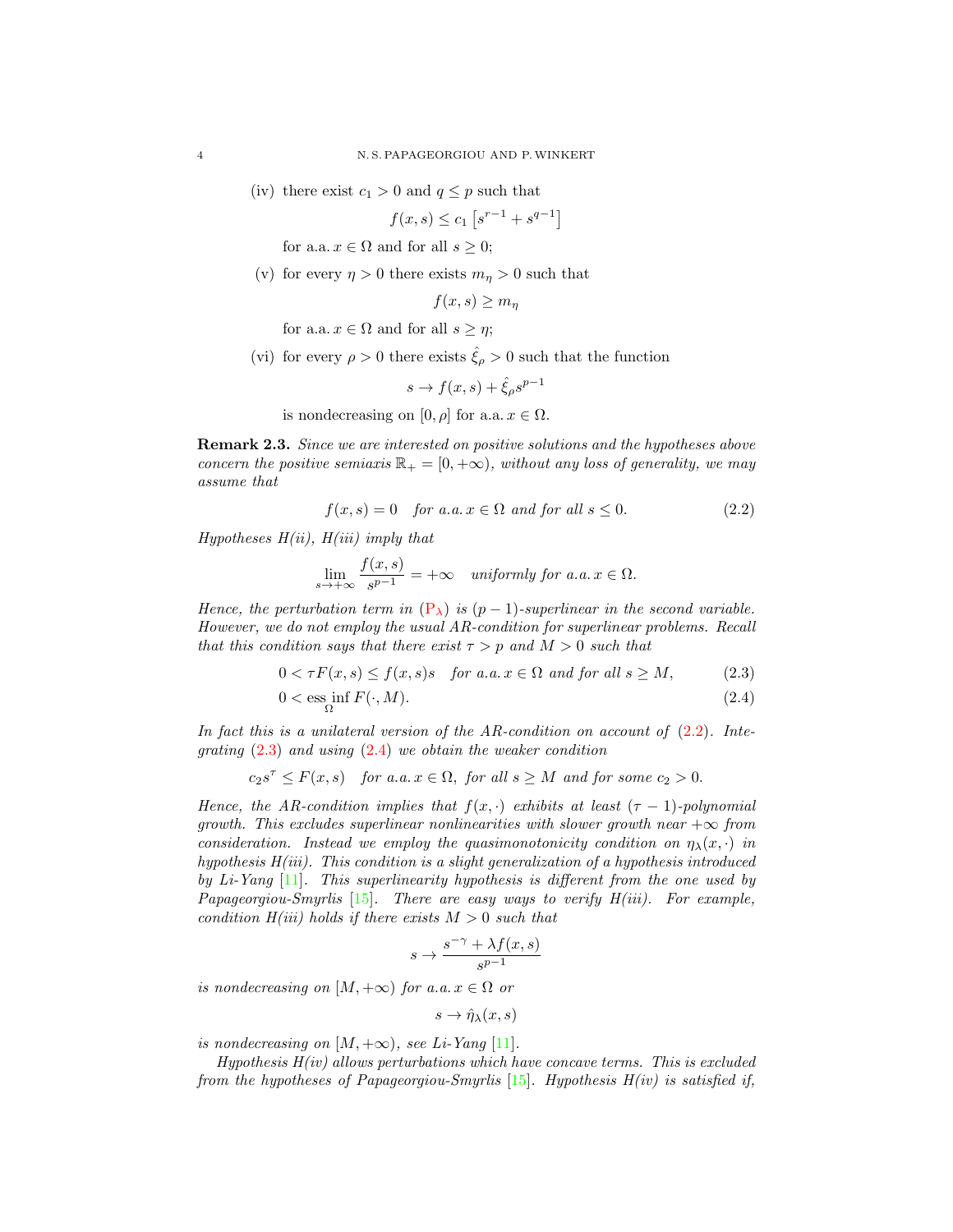(iv) there exist $c_1 > 0$ and $q \leq p$ such that

$$f(x,s) \leq c_1 \left[s^{r-1} + s^{q-1}\right]$$

for a.a. $x \in \Omega$ and for all $s \geq 0$;

(v) for every $\eta > 0$ there exists $m_\eta > 0$ such that

$$f(x,s) \geq m_\eta$$

for a.a. $x \in \Omega$ and for all $s \geq \eta$;

(vi) for every $\rho > 0$ there exists $\hat{\xi}_\rho > 0$ such that the function

$$s \to f(x,s) + \hat{\xi}_\rho s^{p-1}$$

is nondecreasing on $[0, \rho]$ for a.a. $x \in \Omega$.

**Remark 2.3.** *Since we are interested on positive solutions and the hypotheses above concern the positive semiaxis $\mathbb{R}_+ = [0, +\infty)$, without any loss of generality, we may assume that*

$$f(x,s) = 0 \quad \text{for a.a. } x \in \Omega \text{ and for all } s \leq 0. \tag{2.2}$$

*Hypotheses H(ii), H(iii) imply that*

$$\lim_{s \to +\infty} \frac{f(x,s)}{s^{p-1}} = +\infty \quad \text{uniformly for a.a. } x \in \Omega.$$

*Hence, the perturbation term in* ($\text{P}_\lambda$) *is $(p-1)$-superlinear in the second variable. However, we do not employ the usual AR-condition for superlinear problems. Recall that this condition says that there exist $\tau > p$ and $M > 0$ such that*

$$0 < \tau F(x,s) \leq f(x,s)s \quad \text{for a.a. } x \in \Omega \text{ and for all } s \geq M, \tag{2.3}$$

$$0 < \operatorname*{ess\,inf}_{\Omega} F(\cdot, M). \tag{2.4}$$

*In fact this is a unilateral version of the AR-condition on account of* (2.2). *Integrating* (2.3) *and using* (2.4) *we obtain the weaker condition*

$$c_2 s^\tau \leq F(x,s) \quad \text{for a.a. } x \in \Omega, \text{ for all } s \geq M \text{ and for some } c_2 > 0.$$

*Hence, the AR-condition implies that $f(x,\cdot)$ exhibits at least $(\tau-1)$-polynomial growth. This excludes superlinear nonlinearities with slower growth near $+\infty$ from consideration. Instead we employ the quasimonotonicity condition on $\eta_\lambda(x,\cdot)$ in hypothesis H(iii). This condition is a slight generalization of a hypothesis introduced by Li-Yang* [11]. *This superlinearity hypothesis is different from the one used by Papageorgiou-Smyrlis* [15]. *There are easy ways to verify H(iii). For example, condition H(iii) holds if there exists $M > 0$ such that*

$$s \to \frac{s^{-\gamma} + \lambda f(x,s)}{s^{p-1}}$$

*is nondecreasing on $[M, +\infty)$ for a.a. $x \in \Omega$ or*

$$s \to \hat{\eta}_\lambda(x,s)$$

*is nondecreasing on $[M, +\infty)$, see Li-Yang* [11].

*Hypothesis H(iv) allows perturbations which have concave terms. This is excluded from the hypotheses of Papageorgiou-Smyrlis* [15]. *Hypothesis H(iv) is satisfied if,*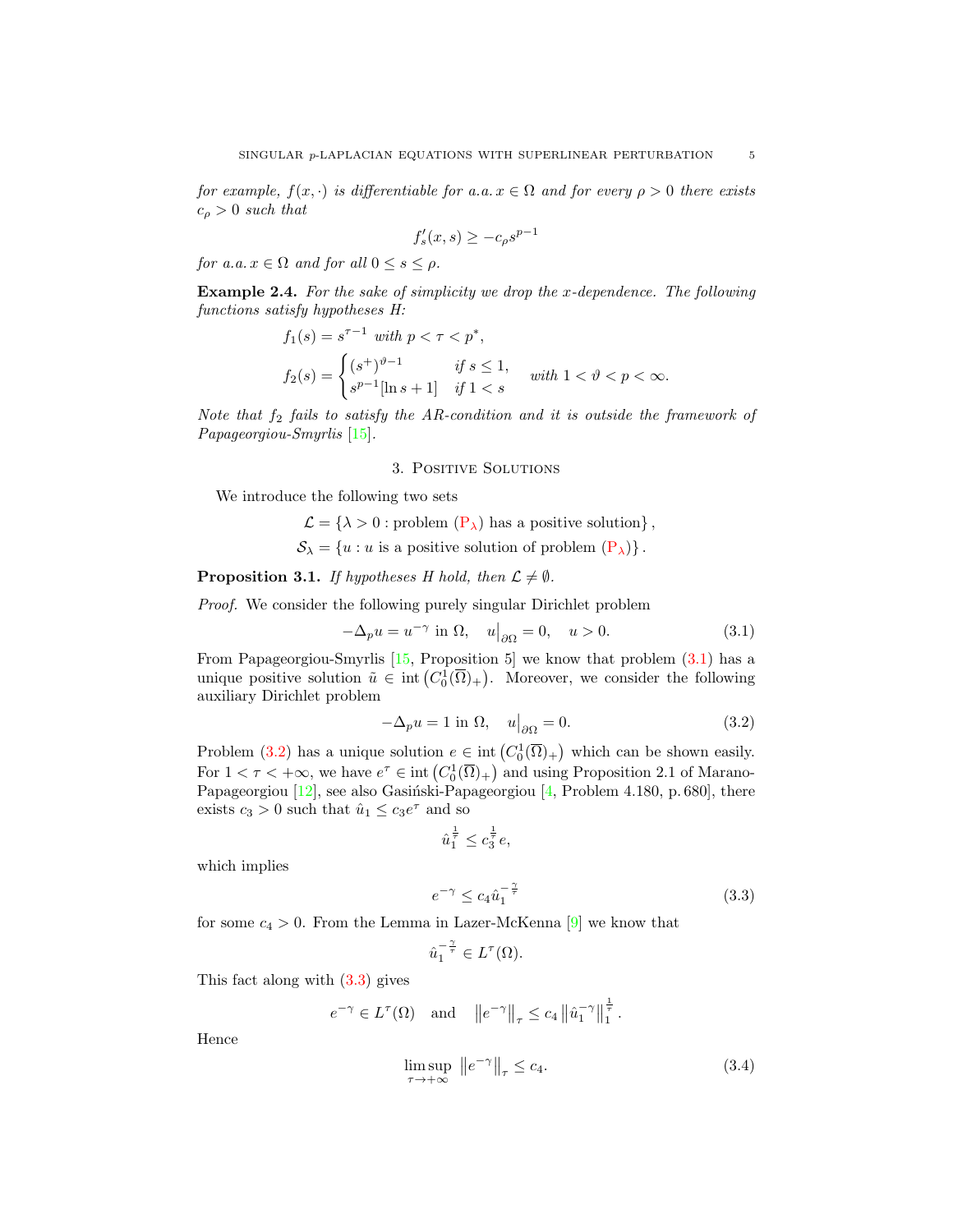*for example, $f(x,\cdot)$ is differentiable for a.a. $x \in \Omega$ and for every $\rho > 0$ there exists $c_\rho > 0$ such that*

$$f'_s(x,s) \geq -c_\rho s^{p-1}$$

*for a.a. $x \in \Omega$ and for all $0 \leq s \leq \rho$.*

**Example 2.4.** *For the sake of simplicity we drop the $x$-dependence. The following functions satisfy hypotheses H:*

$$f_1(s) = s^{\tau-1} \text{ with } p < \tau < p^*,$$

$$f_2(s) = \begin{cases} (s^+)^{\vartheta-1} & \text{if } s \leq 1, \\ s^{p-1}[\ln s + 1] & \text{if } 1 < s \end{cases} \quad \text{with } 1 < \vartheta < p < \infty.$$

*Note that $f_2$ fails to satisfy the AR-condition and it is outside the framework of Papageorgiou-Smyrlis [15].*

## 3. Positive Solutions

We introduce the following two sets

$$\mathcal{L} = \{\lambda > 0 : \text{problem } (\mathrm{P}_\lambda) \text{ has a positive solution}\},$$
$$\mathcal{S}_\lambda = \{u : u \text{ is a positive solution of problem } (\mathrm{P}_\lambda)\}.$$

**Proposition 3.1.** *If hypotheses H hold, then $\mathcal{L} \neq \emptyset$.*

*Proof.* We consider the following purely singular Dirichlet problem

$$-\Delta_p u = u^{-\gamma} \text{ in } \Omega, \quad u\big|_{\partial\Omega} = 0, \quad u > 0. \tag{3.1}$$

From Papageorgiou-Smyrlis [15, Proposition 5] we know that problem (3.1) has a unique positive solution $\tilde{u} \in \operatorname{int}\left(C_0^1(\overline{\Omega})_+\right)$. Moreover, we consider the following auxiliary Dirichlet problem

$$-\Delta_p u = 1 \text{ in } \Omega, \quad u\big|_{\partial\Omega} = 0. \tag{3.2}$$

Problem (3.2) has a unique solution $e \in \operatorname{int}\left(C_0^1(\overline{\Omega})_+\right)$ which can be shown easily. For $1 < \tau < +\infty$, we have $e^\tau \in \operatorname{int}\left(C_0^1(\overline{\Omega})_+\right)$ and using Proposition 2.1 of Marano-Papageorgiou [12], see also Gasiński-Papageorgiou [4, Problem 4.180, p. 680], there exists $c_3 > 0$ such that $\hat{u}_1 \leq c_3 e^\tau$ and so

$$\hat{u}_1^{\frac{1}{\tau}} \leq c_3^{\frac{1}{\tau}} e,$$

which implies

$$e^{-\gamma} \leq c_4 \hat{u}_1^{-\frac{\gamma}{\tau}} \tag{3.3}$$

for some $c_4 > 0$. From the Lemma in Lazer-McKenna [9] we know that

$$\hat{u}_1^{-\frac{\gamma}{\tau}} \in L^\tau(\Omega).$$

This fact along with (3.3) gives

$$e^{-\gamma} \in L^\tau(\Omega) \quad \text{and} \quad \left\|e^{-\gamma}\right\|_\tau \leq c_4 \left\|\hat{u}_1^{-\gamma}\right\|_1^{\frac{1}{\tau}}.$$

Hence

$$\limsup_{\tau \to +\infty} \left\|e^{-\gamma}\right\|_\tau \leq c_4. \tag{3.4}$$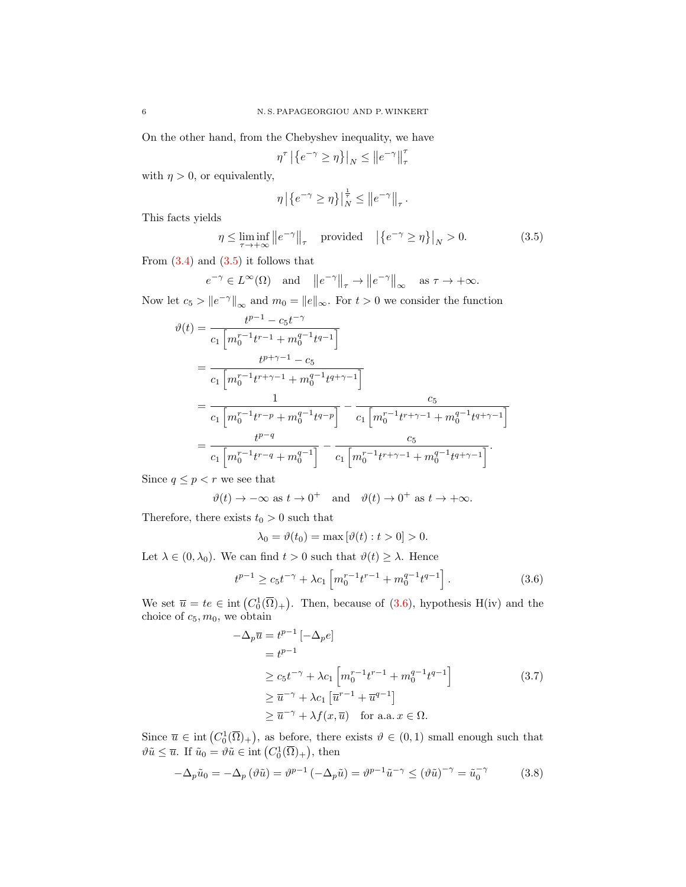On the other hand, from the Chebyshev inequality, we have

$$\eta^{\tau} \left|\left\{e^{-\gamma} \geq \eta\right\}\right|_N \leq \left\|e^{-\gamma}\right\|_{\tau}^{\tau}$$

with $\eta > 0$, or equivalently,

$$\eta \left|\left\{e^{-\gamma} \geq \eta\right\}\right|_N^{\frac{1}{\tau}} \leq \left\|e^{-\gamma}\right\|_{\tau}.$$

This facts yields

$$\eta \leq \liminf_{\tau \to +\infty} \left\|e^{-\gamma}\right\|_{\tau} \quad \text{provided} \quad \left|\left\{e^{-\gamma} \geq \eta\right\}\right|_N > 0. \tag{3.5}$$

From (3.4) and (3.5) it follows that

$$e^{-\gamma} \in L^{\infty}(\Omega) \quad \text{and} \quad \left\|e^{-\gamma}\right\|_{\tau} \to \left\|e^{-\gamma}\right\|_{\infty} \quad \text{as } \tau \to +\infty.$$

Now let $c_5 > \|e^{-\gamma}\|_{\infty}$ and $m_0 = \|e\|_{\infty}$. For $t > 0$ we consider the function

$$\begin{aligned}
\vartheta(t) &= \frac{t^{p-1} - c_5 t^{-\gamma}}{c_1\left[m_0^{r-1} t^{r-1} + m_0^{q-1} t^{q-1}\right]} \\
&= \frac{t^{p+\gamma-1} - c_5}{c_1\left[m_0^{r-1} t^{r+\gamma-1} + m_0^{q-1} t^{q+\gamma-1}\right]} \\
&= \frac{1}{c_1\left[m_0^{r-1} t^{r-p} + m_0^{q-1} t^{q-p}\right]} - \frac{c_5}{c_1\left[m_0^{r-1} t^{r+\gamma-1} + m_0^{q-1} t^{q+\gamma-1}\right]} \\
&= \frac{t^{p-q}}{c_1\left[m_0^{r-1} t^{r-q} + m_0^{q-1}\right]} - \frac{c_5}{c_1\left[m_0^{r-1} t^{r+\gamma-1} + m_0^{q-1} t^{q+\gamma-1}\right]}.
\end{aligned}$$

Since $q \leq p < r$ we see that

$$\vartheta(t) \to -\infty \text{ as } t \to 0^+ \quad \text{and} \quad \vartheta(t) \to 0^+ \text{ as } t \to +\infty.$$

Therefore, there exists $t_0 > 0$ such that

$$\lambda_0 = \vartheta(t_0) = \max\left[\vartheta(t) : t > 0\right] > 0.$$

Let $\lambda \in (0, \lambda_0)$. We can find $t > 0$ such that $\vartheta(t) \geq \lambda$. Hence

$$t^{p-1} \geq c_5 t^{-\gamma} + \lambda c_1\left[m_0^{r-1} t^{r-1} + m_0^{q-1} t^{q-1}\right]. \tag{3.6}$$

We set $\overline{u} = te \in \operatorname{int}\left(C_0^1(\overline{\Omega})_+\right)$. Then, because of (3.6), hypothesis H(iv) and the choice of $c_5, m_0$, we obtain

$$\begin{aligned}
-\Delta_p \overline{u} &= t^{p-1}\left[-\Delta_p e\right] \\
&= t^{p-1} \\
&\geq c_5 t^{-\gamma} + \lambda c_1\left[m_0^{r-1} t^{r-1} + m_0^{q-1} t^{q-1}\right] \\
&\geq \overline{u}^{-\gamma} + \lambda c_1\left[\overline{u}^{r-1} + \overline{u}^{q-1}\right] \\
&\geq \overline{u}^{-\gamma} + \lambda f(x, \overline{u}) \quad \text{for a.a. } x \in \Omega.
\end{aligned} \tag{3.7}$$

Since $\overline{u} \in \operatorname{int}\left(C_0^1(\overline{\Omega})_+\right)$, as before, there exists $\vartheta \in (0,1)$ small enough such that $\vartheta \tilde{u} \leq \overline{u}$. If $\tilde{u}_0 = \vartheta \tilde{u} \in \operatorname{int}\left(C_0^1(\overline{\Omega})_+\right)$, then

$$-\Delta_p \tilde{u}_0 = -\Delta_p\left(\vartheta \tilde{u}\right) = \vartheta^{p-1}\left(-\Delta_p \tilde{u}\right) = \vartheta^{p-1} \tilde{u}^{-\gamma} \leq \left(\vartheta \tilde{u}\right)^{-\gamma} = \tilde{u}_0^{-\gamma} \tag{3.8}$$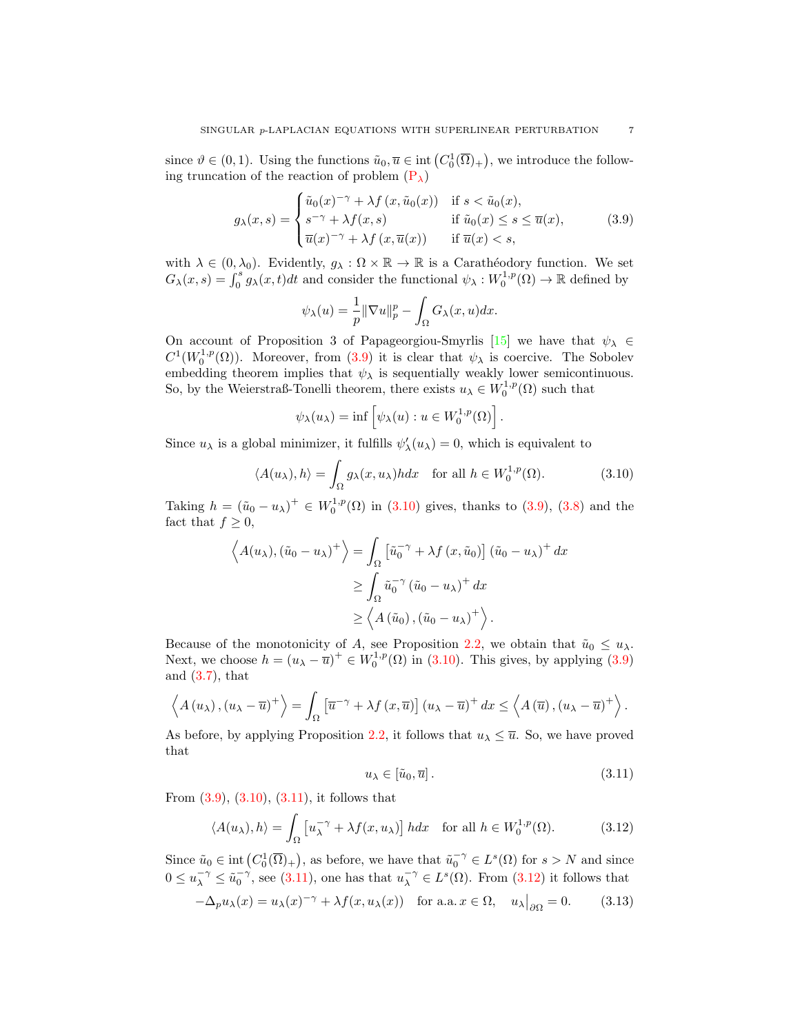since $\vartheta \in (0,1)$. Using the functions $\tilde{u}_0, \overline{u} \in \operatorname{int}\left(C_0^1(\overline{\Omega})_+\right)$, we introduce the following truncation of the reaction of problem ($\mathrm{P}_\lambda$)

$$
g_\lambda(x,s) = \begin{cases} \tilde{u}_0(x)^{-\gamma} + \lambda f\left(x, \tilde{u}_0(x)\right) & \text{if } s < \tilde{u}_0(x), \\ s^{-\gamma} + \lambda f(x,s) & \text{if } \tilde{u}_0(x) \leq s \leq \overline{u}(x), \\ \overline{u}(x)^{-\gamma} + \lambda f\left(x, \overline{u}(x)\right) & \text{if } \overline{u}(x) < s, \end{cases} \tag{3.9}
$$

with $\lambda \in (0, \lambda_0)$. Evidently, $g_\lambda : \Omega \times \mathbb{R} \to \mathbb{R}$ is a Carathéodory function. We set $G_\lambda(x,s) = \int_0^s g_\lambda(x,t)dt$ and consider the functional $\psi_\lambda : W_0^{1,p}(\Omega) \to \mathbb{R}$ defined by

$$
\psi_\lambda(u) = \frac{1}{p}\|\nabla u\|_p^p - \int_\Omega G_\lambda(x,u)dx.
$$

On account of Proposition 3 of Papageorgiou-Smyrlis [15] we have that $\psi_\lambda \in C^1(W_0^{1,p}(\Omega))$. Moreover, from (3.9) it is clear that $\psi_\lambda$ is coercive. The Sobolev embedding theorem implies that $\psi_\lambda$ is sequentially weakly lower semicontinuous. So, by the Weierstraß-Tonelli theorem, there exists $u_\lambda \in W_0^{1,p}(\Omega)$ such that

$$
\psi_\lambda(u_\lambda) = \inf\left[\psi_\lambda(u) : u \in W_0^{1,p}(\Omega)\right].
$$

Since $u_\lambda$ is a global minimizer, it fulfills $\psi_\lambda'(u_\lambda) = 0$, which is equivalent to

$$
\langle A(u_\lambda), h\rangle = \int_\Omega g_\lambda(x,u_\lambda)hdx \quad \text{for all } h \in W_0^{1,p}(\Omega). \tag{3.10}
$$

Taking $h = (\tilde{u}_0 - u_\lambda)^+ \in W_0^{1,p}(\Omega)$ in (3.10) gives, thanks to (3.9), (3.8) and the fact that $f \geq 0$,

$$
\begin{aligned}
\left\langle A(u_\lambda), (\tilde{u}_0 - u_\lambda)^+\right\rangle &= \int_\Omega \left[\tilde{u}_0^{-\gamma} + \lambda f\left(x, \tilde{u}_0\right)\right](\tilde{u}_0 - u_\lambda)^+ dx \\
&\geq \int_\Omega \tilde{u}_0^{-\gamma}\left(\tilde{u}_0 - u_\lambda\right)^+ dx \\
&\geq \left\langle A\left(\tilde{u}_0\right), \left(\tilde{u}_0 - u_\lambda\right)^+\right\rangle.
\end{aligned}
$$

Because of the monotonicity of $A$, see Proposition 2.2, we obtain that $\tilde{u}_0 \leq u_\lambda$. Next, we choose $h = (u_\lambda - \overline{u})^+ \in W_0^{1,p}(\Omega)$ in (3.10). This gives, by applying (3.9) and (3.7), that

$$
\left\langle A\left(u_\lambda\right), \left(u_\lambda - \overline{u}\right)^+\right\rangle = \int_\Omega \left[\overline{u}^{-\gamma} + \lambda f\left(x, \overline{u}\right)\right]\left(u_\lambda - \overline{u}\right)^+ dx \leq \left\langle A\left(\overline{u}\right), \left(u_\lambda - \overline{u}\right)^+\right\rangle.
$$

As before, by applying Proposition 2.2, it follows that $u_\lambda \leq \overline{u}$. So, we have proved that

$$
u_\lambda \in \left[\tilde{u}_0, \overline{u}\right]. \tag{3.11}
$$

From (3.9), (3.10), (3.11), it follows that

$$
\langle A(u_\lambda), h\rangle = \int_\Omega \left[u_\lambda^{-\gamma} + \lambda f(x,u_\lambda)\right]hdx \quad \text{for all } h \in W_0^{1,p}(\Omega). \tag{3.12}
$$

Since $\tilde{u}_0 \in \operatorname{int}\left(C_0^1(\overline{\Omega})_+\right)$, as before, we have that $\tilde{u}_0^{-\gamma} \in L^s(\Omega)$ for $s > N$ and since $0 \leq u_\lambda^{-\gamma} \leq \tilde{u}_0^{-\gamma}$, see (3.11), one has that $u_\lambda^{-\gamma} \in L^s(\Omega)$. From (3.12) it follows that

$$
-\Delta_p u_\lambda(x) = u_\lambda(x)^{-\gamma} + \lambda f(x, u_\lambda(x)) \quad \text{for a.a. } x \in \Omega, \quad u_\lambda\big|_{\partial\Omega} = 0. \tag{3.13}
$$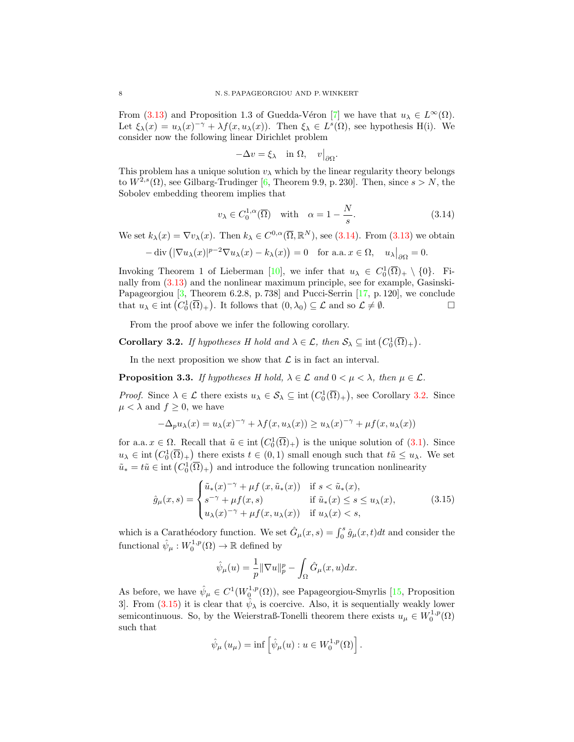From (3.13) and Proposition 1.3 of Guedda-Véron [7] we have that $u_\lambda \in L^\infty(\Omega)$. Let $\xi_\lambda(x) = u_\lambda(x)^{-\gamma} + \lambda f(x, u_\lambda(x))$. Then $\xi_\lambda \in L^s(\Omega)$, see hypothesis H(i). We consider now the following linear Dirichlet problem

$$-\Delta v = \xi_\lambda \quad \text{in } \Omega, \quad v\big|_{\partial\Omega}.$$

This problem has a unique solution $v_\lambda$ which by the linear regularity theory belongs to $W^{2,s}(\Omega)$, see Gilbarg-Trudinger [6, Theorem 9.9, p. 230]. Then, since $s > N$, the Sobolev embedding theorem implies that

$$v_\lambda \in C_0^{1,\alpha}(\overline{\Omega}) \quad \text{with} \quad \alpha = 1 - \frac{N}{s}. \tag{3.14}$$

We set $k_\lambda(x) = \nabla v_\lambda(x)$. Then $k_\lambda \in C^{0,\alpha}(\overline{\Omega}, \mathbb{R}^N)$, see (3.14). From (3.13) we obtain

$$-\operatorname{div}\left(|\nabla u_\lambda(x)|^{p-2}\nabla u_\lambda(x) - k_\lambda(x)\right) = 0 \quad \text{for a.a. } x \in \Omega, \quad u_\lambda\big|_{\partial\Omega} = 0.$$

Invoking Theorem 1 of Lieberman [10], we infer that $u_\lambda \in C_0^1(\overline{\Omega})_+ \setminus \{0\}$. Finally from (3.13) and the nonlinear maximum principle, see for example, Gasinski-Papageorgiou [3, Theorem 6.2.8, p. 738] and Pucci-Serrin [17, p. 120], we conclude that $u_\lambda \in \operatorname{int}\left(C_0^1(\overline{\Omega})_+\right)$. It follows that $(0, \lambda_0) \subseteq \mathcal{L}$ and so $\mathcal{L} \neq \emptyset$. $\square$

From the proof above we infer the following corollary.

**Corollary 3.2.** *If hypotheses H hold and $\lambda \in \mathcal{L}$, then $\mathcal{S}_\lambda \subseteq \operatorname{int}\left(C_0^1(\overline{\Omega})_+\right)$.*

In the next proposition we show that $\mathcal{L}$ is in fact an interval.

**Proposition 3.3.** *If hypotheses H hold, $\lambda \in \mathcal{L}$ and $0 < \mu < \lambda$, then $\mu \in \mathcal{L}$.*

*Proof.* Since $\lambda \in \mathcal{L}$ there exists $u_\lambda \in \mathcal{S}_\lambda \subseteq \operatorname{int}\left(C_0^1(\overline{\Omega})_+\right)$, see Corollary 3.2. Since $\mu < \lambda$ and $f \geq 0$, we have

$$-\Delta_p u_\lambda(x) = u_\lambda(x)^{-\gamma} + \lambda f(x, u_\lambda(x)) \geq u_\lambda(x)^{-\gamma} + \mu f(x, u_\lambda(x))$$

for a.a. $x \in \Omega$. Recall that $\tilde{u} \in \operatorname{int}\left(C_0^1(\overline{\Omega})_+\right)$ is the unique solution of (3.1). Since $u_\lambda \in \operatorname{int}\left(C_0^1(\overline{\Omega})_+\right)$ there exists $t \in (0,1)$ small enough such that $t\tilde{u} \leq u_\lambda$. We set $\tilde{u}_* = t\tilde{u} \in \operatorname{int}\left(C_0^1(\overline{\Omega})_+\right)$ and introduce the following truncation nonlinearity

$$\hat{g}_\mu(x,s) = \begin{cases} \tilde{u}_*(x)^{-\gamma} + \mu f\left(x, \tilde{u}_*(x)\right) & \text{if } s < \tilde{u}_*(x), \\ s^{-\gamma} + \mu f(x,s) & \text{if } \tilde{u}_*(x) \leq s \leq u_\lambda(x), \\ u_\lambda(x)^{-\gamma} + \mu f(x, u_\lambda(x)) & \text{if } u_\lambda(x) < s, \end{cases} \tag{3.15}$$

which is a Carathéodory function. We set $\hat{G}_\mu(x,s) = \int_0^s \hat{g}_\mu(x,t)dt$ and consider the functional $\hat{\psi}_\mu : W_0^{1,p}(\Omega) \to \mathbb{R}$ defined by

$$\hat{\psi}_\mu(u) = \frac{1}{p}\|\nabla u\|_p^p - \int_\Omega \hat{G}_\mu(x,u)dx.$$

As before, we have $\hat{\psi}_\mu \in C^1(W_0^{1,p}(\Omega))$, see Papageorgiou-Smyrlis [15, Proposition 3]. From (3.15) it is clear that $\hat{\psi}_\lambda$ is coercive. Also, it is sequentially weakly lower semicontinuous. So, by the Weierstraß-Tonelli theorem there exists $u_\mu \in W_0^{1,p}(\Omega)$ such that

$$\hat{\psi}_\mu\left(u_\mu\right) = \inf\left[\hat{\psi}_\mu(u) : u \in W_0^{1,p}(\Omega)\right].$$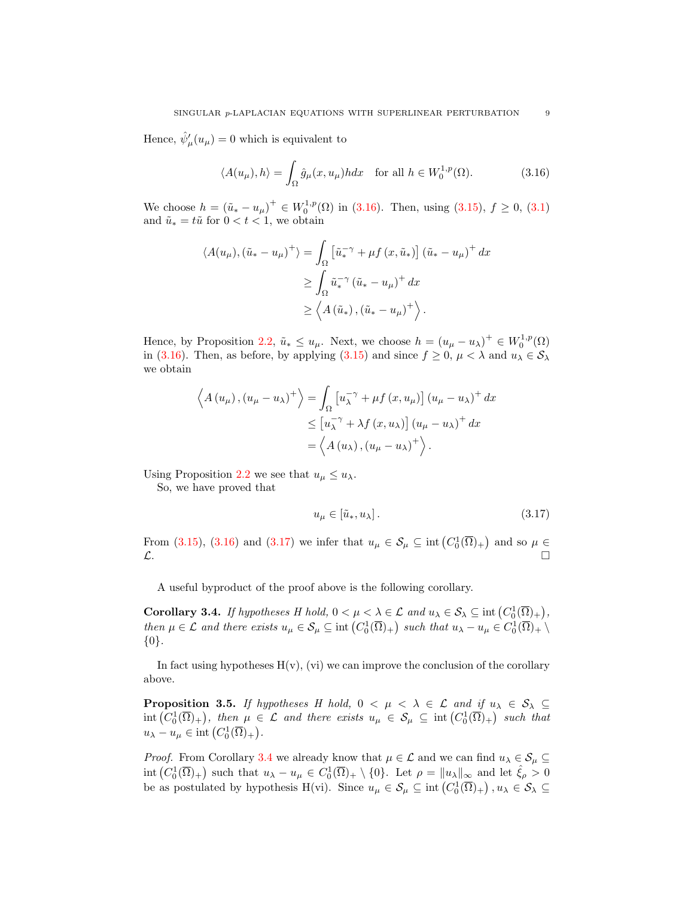Hence, $\hat{\psi}'_\mu(u_\mu) = 0$ which is equivalent to

$$\langle A(u_\mu), h\rangle = \int_\Omega \hat{g}_\mu(x, u_\mu) h dx \quad \text{for all } h \in W_0^{1,p}(\Omega). \tag{3.16}$$

We choose $h = (\tilde{u}_* - u_\mu)^+ \in W_0^{1,p}(\Omega)$ in (3.16). Then, using (3.15), $f \geq 0$, (3.1) and $\tilde{u}_* = t\tilde{u}$ for $0 < t < 1$, we obtain

$$\begin{aligned}
\langle A(u_\mu), (\tilde{u}_* - u_\mu)^+\rangle &= \int_\Omega \left[\tilde{u}_*^{-\gamma} + \mu f\left(x, \tilde{u}_*\right)\right] \left(\tilde{u}_* - u_\mu\right)^+ dx \\
&\geq \int_\Omega \tilde{u}_*^{-\gamma} \left(\tilde{u}_* - u_\mu\right)^+ dx \\
&\geq \left\langle A\left(\tilde{u}_*\right), \left(\tilde{u}_* - u_\mu\right)^+\right\rangle.
\end{aligned}$$

Hence, by Proposition 2.2, $\tilde{u}_* \leq u_\mu$. Next, we choose $h = (u_\mu - u_\lambda)^+ \in W_0^{1,p}(\Omega)$ in (3.16). Then, as before, by applying (3.15) and since $f \geq 0$, $\mu < \lambda$ and $u_\lambda \in \mathcal{S}_\lambda$ we obtain

$$\begin{aligned}
\left\langle A\left(u_\mu\right), \left(u_\mu - u_\lambda\right)^+\right\rangle &= \int_\Omega \left[u_\lambda^{-\gamma} + \mu f\left(x, u_\mu\right)\right] \left(u_\mu - u_\lambda\right)^+ dx \\
&\leq \left[u_\lambda^{-\gamma} + \lambda f\left(x, u_\lambda\right)\right] \left(u_\mu - u_\lambda\right)^+ dx \\
&= \left\langle A\left(u_\lambda\right), \left(u_\mu - u_\lambda\right)^+\right\rangle.
\end{aligned}$$

Using Proposition 2.2 we see that $u_\mu \leq u_\lambda$.

So, we have proved that

$$u_\mu \in \left[\tilde{u}_*, u_\lambda\right]. \tag{3.17}$$

From (3.15), (3.16) and (3.17) we infer that $u_\mu \in \mathcal{S}_\mu \subseteq \operatorname{int}\left(C_0^1(\overline{\Omega})_+\right)$ and so $\mu \in \mathcal{L}$. $\square$

A useful byproduct of the proof above is the following corollary.

**Corollary 3.4.** *If hypotheses H hold, $0 < \mu < \lambda \in \mathcal{L}$ and $u_\lambda \in \mathcal{S}_\lambda \subseteq \operatorname{int}\left(C_0^1(\overline{\Omega})_+\right)$, then $\mu \in \mathcal{L}$ and there exists $u_\mu \in \mathcal{S}_\mu \subseteq \operatorname{int}\left(C_0^1(\overline{\Omega})_+\right)$ such that $u_\lambda - u_\mu \in C_0^1(\overline{\Omega})_+ \setminus \{0\}$.*

In fact using hypotheses H(v), (vi) we can improve the conclusion of the corollary above.

**Proposition 3.5.** *If hypotheses H hold, $0 < \mu < \lambda \in \mathcal{L}$ and if $u_\lambda \in \mathcal{S}_\lambda \subseteq \operatorname{int}\left(C_0^1(\overline{\Omega})_+\right)$, then $\mu \in \mathcal{L}$ and there exists $u_\mu \in \mathcal{S}_\mu \subseteq \operatorname{int}\left(C_0^1(\overline{\Omega})_+\right)$ such that $u_\lambda - u_\mu \in \operatorname{int}\left(C_0^1(\overline{\Omega})_+\right)$.*

*Proof.* From Corollary 3.4 we already know that $\mu \in \mathcal{L}$ and we can find $u_\lambda \in \mathcal{S}_\mu \subseteq \operatorname{int}\left(C_0^1(\overline{\Omega})_+\right)$ such that $u_\lambda - u_\mu \in C_0^1(\overline{\Omega})_+ \setminus \{0\}$. Let $\rho = \|u_\lambda\|_\infty$ and let $\hat{\xi}_\rho > 0$ be as postulated by hypothesis H(vi). Since $u_\mu \in \mathcal{S}_\mu \subseteq \operatorname{int}\left(C_0^1(\overline{\Omega})_+\right), u_\lambda \in \mathcal{S}_\lambda \subseteq$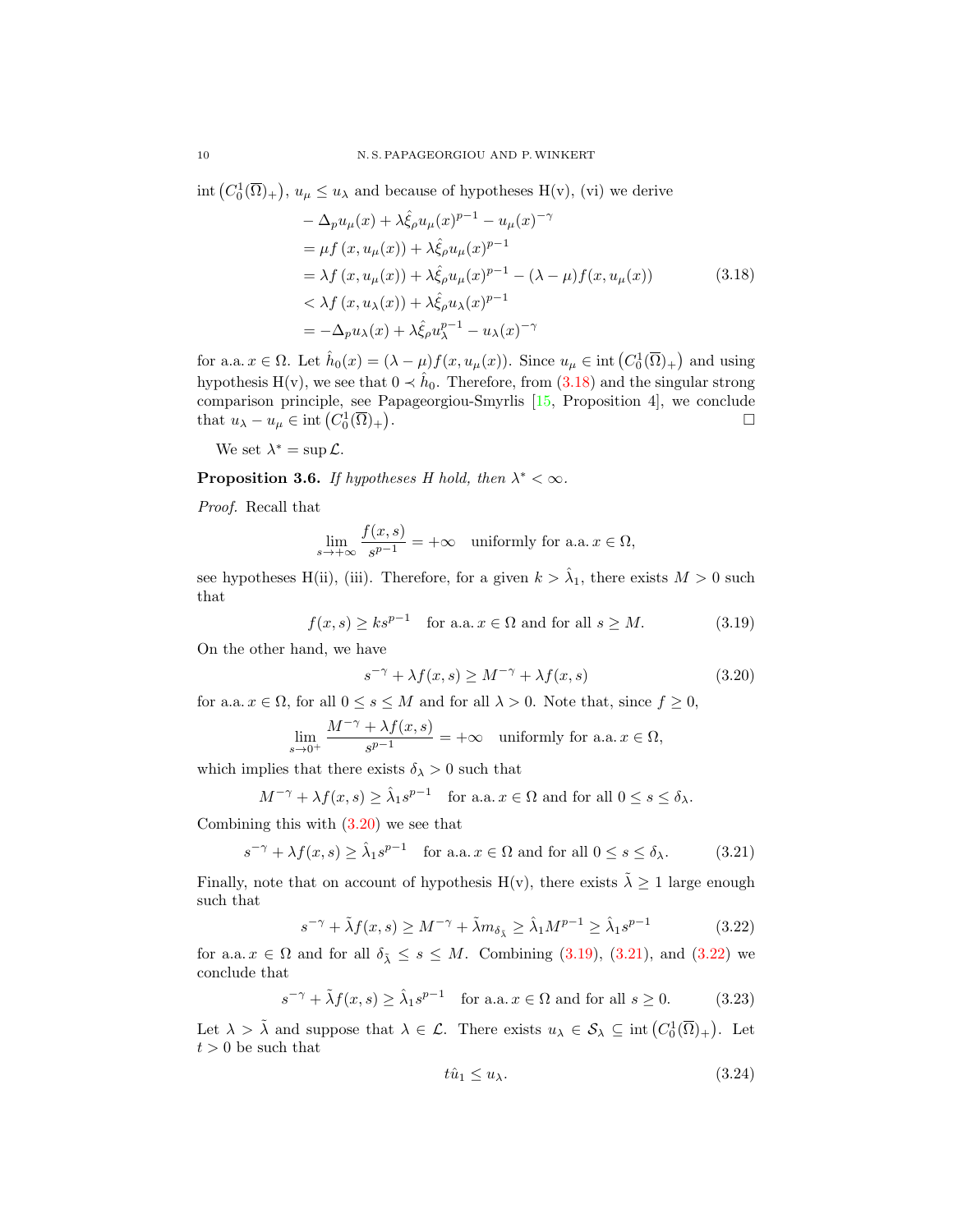int $\left(C_0^1(\overline{\Omega})_+\right)$, $u_\mu \leq u_\lambda$ and because of hypotheses H(v), (vi) we derive

$$
\begin{aligned}
& -\Delta_p u_\mu(x) + \lambda \hat{\xi}_\rho u_\mu(x)^{p-1} - u_\mu(x)^{-\gamma} \\
&= \mu f\left(x, u_\mu(x)\right) + \lambda \hat{\xi}_\rho u_\mu(x)^{p-1} \\
&= \lambda f\left(x, u_\mu(x)\right) + \lambda \hat{\xi}_\rho u_\mu(x)^{p-1} - (\lambda - \mu) f(x, u_\mu(x)) \\
&< \lambda f\left(x, u_\lambda(x)\right) + \lambda \hat{\xi}_\rho u_\lambda(x)^{p-1} \\
&= -\Delta_p u_\lambda(x) + \lambda \hat{\xi}_\rho u_\lambda^{p-1} - u_\lambda(x)^{-\gamma}
\end{aligned}
\tag{3.18}
$$

for a.a. $x \in \Omega$. Let $\hat{h}_0(x) = (\lambda - \mu) f(x, u_\mu(x))$. Since $u_\mu \in \operatorname{int}\left(C_0^1(\overline{\Omega})_+\right)$ and using hypothesis H(v), we see that $0 \prec \hat{h}_0$. Therefore, from (3.18) and the singular strong comparison principle, see Papageorgiou-Smyrlis [15, Proposition 4], we conclude that $u_\lambda - u_\mu \in \operatorname{int}\left(C_0^1(\overline{\Omega})_+\right)$. $\square$

We set $\lambda^* = \sup \mathcal{L}$.

**Proposition 3.6.** *If hypotheses H hold, then $\lambda^* < \infty$.*

*Proof.* Recall that

$$
\lim_{s \to +\infty} \frac{f(x,s)}{s^{p-1}} = +\infty \quad \text{uniformly for a.a. } x \in \Omega,
$$

see hypotheses H(ii), (iii). Therefore, for a given $k > \hat{\lambda}_1$, there exists $M > 0$ such that

$$
f(x,s) \geq k s^{p-1} \quad \text{for a.a. } x \in \Omega \text{ and for all } s \geq M. \tag{3.19}
$$

On the other hand, we have

$$
s^{-\gamma} + \lambda f(x,s) \geq M^{-\gamma} + \lambda f(x,s) \tag{3.20}
$$

for a.a. $x \in \Omega$, for all $0 \leq s \leq M$ and for all $\lambda > 0$. Note that, since $f \geq 0$,

$$
\lim_{s \to 0^+} \frac{M^{-\gamma} + \lambda f(x,s)}{s^{p-1}} = +\infty \quad \text{uniformly for a.a. } x \in \Omega,
$$

which implies that there exists $\delta_\lambda > 0$ such that

$$
M^{-\gamma} + \lambda f(x,s) \geq \hat{\lambda}_1 s^{p-1} \quad \text{for a.a. } x \in \Omega \text{ and for all } 0 \leq s \leq \delta_\lambda.
$$

Combining this with (3.20) we see that

$$
s^{-\gamma} + \lambda f(x,s) \geq \hat{\lambda}_1 s^{p-1} \quad \text{for a.a. } x \in \Omega \text{ and for all } 0 \leq s \leq \delta_\lambda. \tag{3.21}
$$

Finally, note that on account of hypothesis H(v), there exists $\tilde{\lambda} \geq 1$ large enough such that

$$
s^{-\gamma} + \tilde{\lambda} f(x,s) \geq M^{-\gamma} + \tilde{\lambda} m_{\delta_{\tilde{\lambda}}} \geq \hat{\lambda}_1 M^{p-1} \geq \hat{\lambda}_1 s^{p-1} \tag{3.22}
$$

for a.a. $x \in \Omega$ and for all $\delta_{\tilde{\lambda}} \leq s \leq M$. Combining (3.19), (3.21), and (3.22) we conclude that

$$
s^{-\gamma} + \tilde{\lambda} f(x,s) \geq \hat{\lambda}_1 s^{p-1} \quad \text{for a.a. } x \in \Omega \text{ and for all } s \geq 0. \tag{3.23}
$$

Let $\lambda > \tilde{\lambda}$ and suppose that $\lambda \in \mathcal{L}$. There exists $u_\lambda \in \mathcal{S}_\lambda \subseteq \operatorname{int}\left(C_0^1(\overline{\Omega})_+\right)$. Let $t > 0$ be such that

$$
t \hat{u}_1 \leq u_\lambda. \tag{3.24}
$$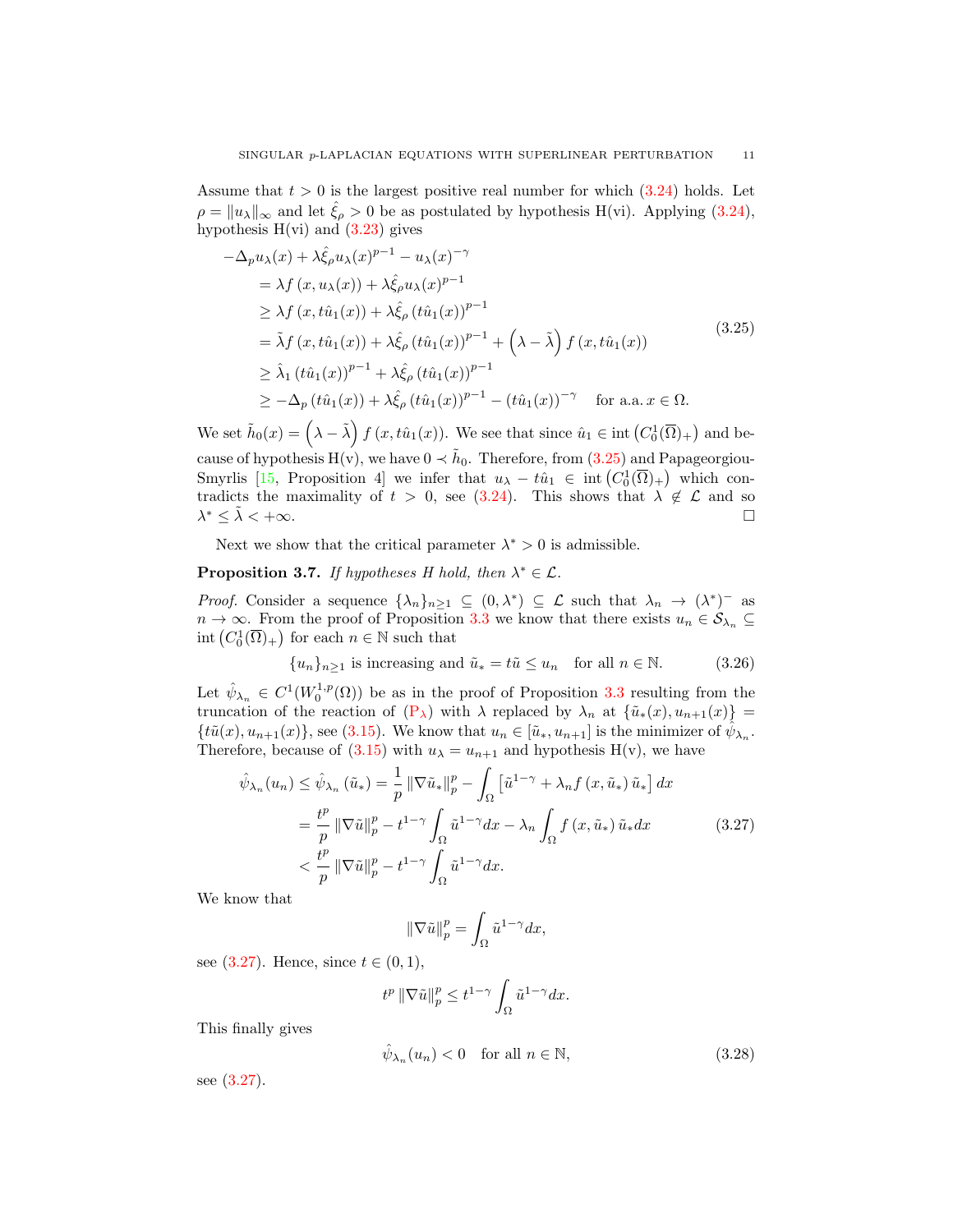Assume that $t > 0$ is the largest positive real number for which (3.24) holds. Let $\rho = \|u_\lambda\|_\infty$ and let $\hat{\xi}_\rho > 0$ be as postulated by hypothesis H(vi). Applying (3.24), hypothesis H(vi) and (3.23) gives

$$
\begin{aligned}
-\Delta_p & u_\lambda(x) + \lambda \hat{\xi}_\rho u_\lambda(x)^{p-1} - u_\lambda(x)^{-\gamma} \\
&= \lambda f\left(x, u_\lambda(x)\right) + \lambda \hat{\xi}_\rho u_\lambda(x)^{p-1} \\
&\geq \lambda f\left(x, t\hat{u}_1(x)\right) + \lambda \hat{\xi}_\rho \left(t\hat{u}_1(x)\right)^{p-1} \\
&= \tilde{\lambda} f\left(x, t\hat{u}_1(x)\right) + \lambda \hat{\xi}_\rho \left(t\hat{u}_1(x)\right)^{p-1} + \left(\lambda - \tilde{\lambda}\right) f\left(x, t\hat{u}_1(x)\right) \\
&\geq \hat{\lambda}_1 \left(t\hat{u}_1(x)\right)^{p-1} + \lambda \hat{\xi}_\rho \left(t\hat{u}_1(x)\right)^{p-1} \\
&\geq -\Delta_p \left(t\hat{u}_1(x)\right) + \lambda \hat{\xi}_\rho \left(t\hat{u}_1(x)\right)^{p-1} - \left(t\hat{u}_1(x)\right)^{-\gamma} \quad \text{for a.a. } x \in \Omega.
\end{aligned}
\tag{3.25}
$$

We set $\tilde{h}_0(x) = \left(\lambda - \tilde{\lambda}\right) f\left(x, t\hat{u}_1(x)\right)$. We see that since $\hat{u}_1 \in \operatorname{int}\left(C_0^1(\overline{\Omega})_+\right)$ and because of hypothesis H(v), we have $0 \prec \tilde{h}_0$. Therefore, from (3.25) and Papageorgiou-Smyrlis [15, Proposition 4] we infer that $u_\lambda - t\hat{u}_1 \in \operatorname{int}\left(C_0^1(\overline{\Omega})_+\right)$ which contradicts the maximality of $t > 0$, see (3.24). This shows that $\lambda \notin \mathcal{L}$ and so $\lambda^* \leq \tilde{\lambda} < +\infty$. $\square$

Next we show that the critical parameter $\lambda^* > 0$ is admissible.

**Proposition 3.7.** *If hypotheses H hold, then $\lambda^* \in \mathcal{L}$.*

*Proof.* Consider a sequence $\{\lambda_n\}_{n\geq 1} \subseteq (0, \lambda^*) \subseteq \mathcal{L}$ such that $\lambda_n \to (\lambda^*)^-$ as $n \to \infty$. From the proof of Proposition 3.3 we know that there exists $u_n \in \mathcal{S}_{\lambda_n} \subseteq \operatorname{int}\left(C_0^1(\overline{\Omega})_+\right)$ for each $n \in \mathbb{N}$ such that

$$
\{u_n\}_{n\geq 1} \text{ is increasing and } \tilde{u}_* = t\tilde{u} \leq u_n \quad \text{for all } n \in \mathbb{N}. \tag{3.26}
$$

Let $\hat{\psi}_{\lambda_n} \in C^1(W_0^{1,p}(\Omega))$ be as in the proof of Proposition 3.3 resulting from the truncation of the reaction of ($\mathrm{P}_\lambda$) with $\lambda$ replaced by $\lambda_n$ at $\{\tilde{u}_*(x), u_{n+1}(x)\} = \{t\tilde{u}(x), u_{n+1}(x)\}$, see (3.15). We know that $u_n \in [\tilde{u}_*, u_{n+1}]$ is the minimizer of $\hat{\psi}_{\lambda_n}$. Therefore, because of (3.15) with $u_\lambda = u_{n+1}$ and hypothesis H(v), we have

$$
\begin{aligned}
\hat{\psi}_{\lambda_n}(u_n) \leq \hat{\psi}_{\lambda_n}\left(\tilde{u}_*\right) &= \frac{1}{p}\left\|\nabla \tilde{u}_*\right\|_p^p - \int_\Omega \left[\tilde{u}^{1-\gamma} + \lambda_n f\left(x, \tilde{u}_*\right)\tilde{u}_*\right] dx \\
&= \frac{t^p}{p}\left\|\nabla \tilde{u}\right\|_p^p - t^{1-\gamma}\int_\Omega \tilde{u}^{1-\gamma} dx - \lambda_n \int_\Omega f\left(x, \tilde{u}_*\right)\tilde{u}_* dx \\
&< \frac{t^p}{p}\left\|\nabla \tilde{u}\right\|_p^p - t^{1-\gamma}\int_\Omega \tilde{u}^{1-\gamma} dx.
\end{aligned}
\tag{3.27}
$$

We know that

$$
\|\nabla \tilde{u}\|_p^p = \int_\Omega \tilde{u}^{1-\gamma} dx,
$$

see (3.27). Hence, since $t \in (0,1)$,

$$
t^p \|\nabla \tilde{u}\|_p^p \leq t^{1-\gamma} \int_\Omega \tilde{u}^{1-\gamma} dx.
$$

This finally gives

$$
\hat{\psi}_{\lambda_n}(u_n) < 0 \quad \text{for all } n \in \mathbb{N}, \tag{3.28}
$$

see (3.27).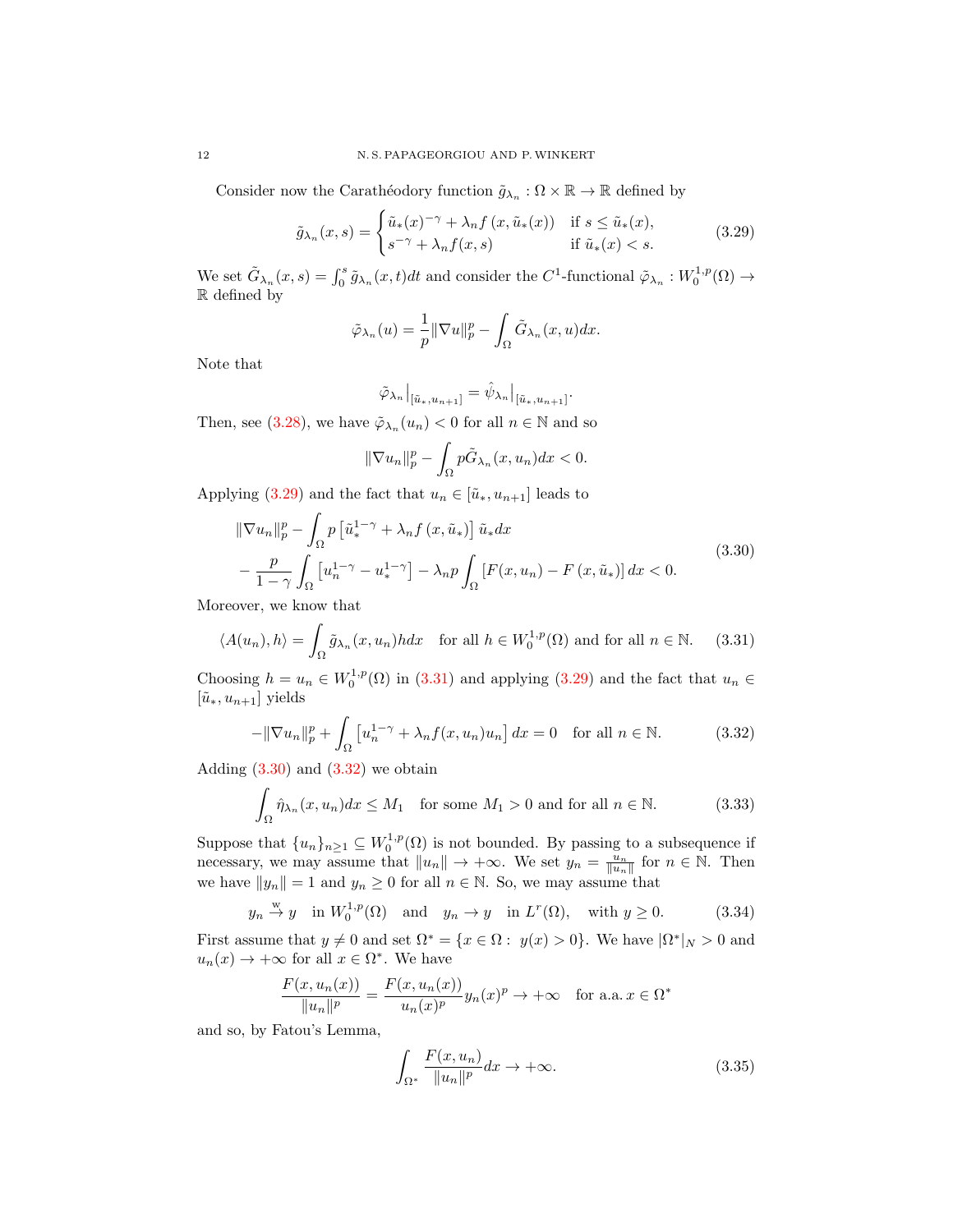Consider now the Carathéodory function $\tilde{g}_{\lambda_n} : \Omega \times \mathbb{R} \to \mathbb{R}$ defined by

$$
\tilde{g}_{\lambda_n}(x,s) = \begin{cases} \tilde{u}_*(x)^{-\gamma} + \lambda_n f\left(x, \tilde{u}_*(x)\right) & \text{if } s \leq \tilde{u}_*(x), \\ s^{-\gamma} + \lambda_n f(x,s) & \text{if } \tilde{u}_*(x) < s. \end{cases} \tag{3.29}
$$

We set $\tilde{G}_{\lambda_n}(x,s) = \int_0^s \tilde{g}_{\lambda_n}(x,t)dt$ and consider the $C^1$-functional $\tilde{\varphi}_{\lambda_n} : W_0^{1,p}(\Omega) \to \mathbb{R}$ defined by

$$
\tilde{\varphi}_{\lambda_n}(u) = \frac{1}{p}\|\nabla u\|_p^p - \int_\Omega \tilde{G}_{\lambda_n}(x,u)dx.
$$

Note that

$$
\tilde{\varphi}_{\lambda_n}\big|_{[\tilde{u}_*, u_{n+1}]} = \hat{\psi}_{\lambda_n}\big|_{[\tilde{u}_*, u_{n+1}]}.
$$

Then, see (3.28), we have $\tilde{\varphi}_{\lambda_n}(u_n) < 0$ for all $n \in \mathbb{N}$ and so

$$
\|\nabla u_n\|_p^p - \int_\Omega p\tilde{G}_{\lambda_n}(x,u_n)dx < 0.
$$

Applying (3.29) and the fact that $u_n \in [\tilde{u}_*, u_{n+1}]$ leads to

$$
\begin{aligned}
&\|\nabla u_n\|_p^p - \int_\Omega p\left[\tilde{u}_*^{1-\gamma} + \lambda_n f\left(x, \tilde{u}_*\right)\right]\tilde{u}_* dx \\
&- \frac{p}{1-\gamma}\int_\Omega \left[u_n^{1-\gamma} - u_*^{1-\gamma}\right] - \lambda_n p \int_\Omega \left[F(x,u_n) - F\left(x, \tilde{u}_*\right)\right]dx < 0.
\end{aligned} \tag{3.30}
$$

Moreover, we know that

$$
\langle A(u_n), h\rangle = \int_\Omega \tilde{g}_{\lambda_n}(x,u_n)h dx \quad \text{for all } h \in W_0^{1,p}(\Omega) \text{ and for all } n \in \mathbb{N}. \tag{3.31}
$$

Choosing $h = u_n \in W_0^{1,p}(\Omega)$ in (3.31) and applying (3.29) and the fact that $u_n \in [\tilde{u}_*, u_{n+1}]$ yields

$$
-\|\nabla u_n\|_p^p + \int_\Omega \left[u_n^{1-\gamma} + \lambda_n f(x,u_n)u_n\right]dx = 0 \quad \text{for all } n \in \mathbb{N}. \tag{3.32}
$$

Adding (3.30) and (3.32) we obtain

$$
\int_\Omega \hat{\eta}_{\lambda_n}(x,u_n)dx \leq M_1 \quad \text{for some } M_1 > 0 \text{ and for all } n \in \mathbb{N}. \tag{3.33}
$$

Suppose that $\{u_n\}_{n\geq 1} \subseteq W_0^{1,p}(\Omega)$ is not bounded. By passing to a subsequence if necessary, we may assume that $\|u_n\| \to +\infty$. We set $y_n = \frac{u_n}{\|u_n\|}$ for $n \in \mathbb{N}$. Then we have $\|y_n\| = 1$ and $y_n \geq 0$ for all $n \in \mathbb{N}$. So, we may assume that

$$
y_n \overset{\mathrm{w}}{\to} y \quad \text{in } W_0^{1,p}(\Omega) \quad \text{and} \quad y_n \to y \quad \text{in } L^r(\Omega), \quad \text{with } y \geq 0. \tag{3.34}
$$

First assume that $y \neq 0$ and set $\Omega^* = \{x \in \Omega : \, y(x) > 0\}$. We have $|\Omega^*|_N > 0$ and $u_n(x) \to +\infty$ for all $x \in \Omega^*$. We have

$$
\frac{F(x,u_n(x))}{\|u_n\|^p} = \frac{F(x,u_n(x))}{u_n(x)^p}y_n(x)^p \to +\infty \quad \text{for a.a. } x \in \Omega^*
$$

and so, by Fatou's Lemma,

$$
\int_{\Omega^*} \frac{F(x,u_n)}{\|u_n\|^p}dx \to +\infty. \tag{3.35}
$$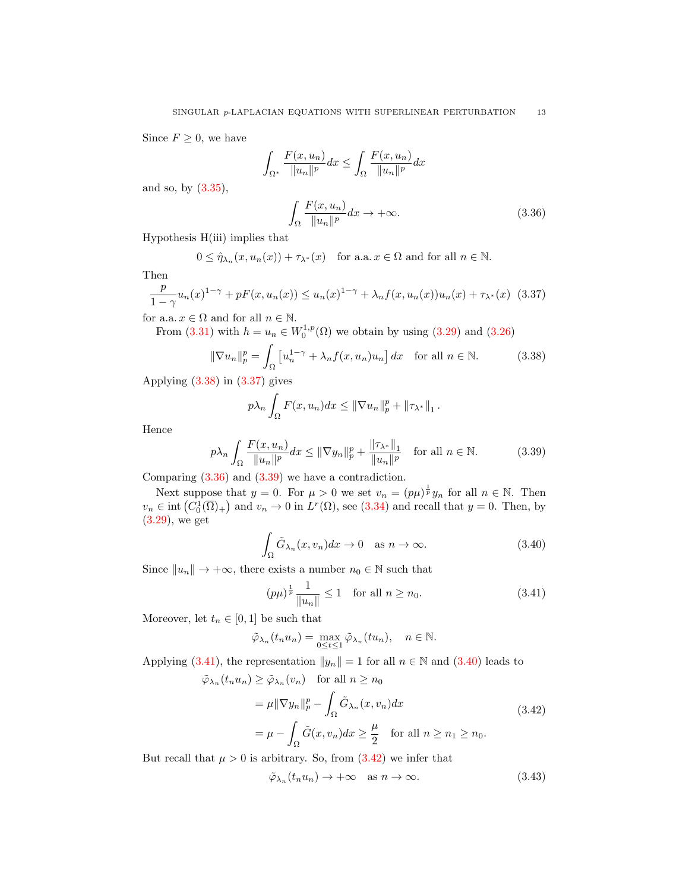Since $F \geq 0$, we have

$$\int_{\Omega^*} \frac{F(x, u_n)}{\|u_n\|^p} dx \leq \int_{\Omega} \frac{F(x, u_n)}{\|u_n\|^p} dx$$

and so, by (3.35),

$$\int_{\Omega} \frac{F(x, u_n)}{\|u_n\|^p} dx \to +\infty. \tag{3.36}$$

Hypothesis H(iii) implies that

$$0 \leq \hat{\eta}_{\lambda_n}(x, u_n(x)) + \tau_{\lambda^*}(x) \quad \text{for a.a. } x \in \Omega \text{ and for all } n \in \mathbb{N}.$$

Then

$$\frac{p}{1-\gamma} u_n(x)^{1-\gamma} + pF(x, u_n(x)) \leq u_n(x)^{1-\gamma} + \lambda_n f(x, u_n(x)) u_n(x) + \tau_{\lambda^*}(x) \tag{3.37}$$

for a.a. $x \in \Omega$ and for all $n \in \mathbb{N}$.

From (3.31) with $h = u_n \in W_0^{1,p}(\Omega)$ we obtain by using (3.29) and (3.26)

$$\|\nabla u_n\|_p^p = \int_{\Omega} \left[ u_n^{1-\gamma} + \lambda_n f(x, u_n) u_n \right] dx \quad \text{for all } n \in \mathbb{N}. \tag{3.38}$$

Applying (3.38) in (3.37) gives

$$p\lambda_n \int_{\Omega} F(x, u_n) dx \leq \|\nabla u_n\|_p^p + \|\tau_{\lambda^*}\|_1.$$

Hence

$$p\lambda_n \int_{\Omega} \frac{F(x, u_n)}{\|u_n\|^p} dx \leq \|\nabla y_n\|_p^p + \frac{\|\tau_{\lambda^*}\|_1}{\|u_n\|^p} \quad \text{for all } n \in \mathbb{N}. \tag{3.39}$$

Comparing (3.36) and (3.39) we have a contradiction.

Next suppose that $y = 0$. For $\mu > 0$ we set $v_n = (p\mu)^{\frac{1}{p}} y_n$ for all $n \in \mathbb{N}$. Then $v_n \in \operatorname{int}\left(C_0^1(\overline{\Omega})_+\right)$ and $v_n \to 0$ in $L^r(\Omega)$, see (3.34) and recall that $y = 0$. Then, by (3.29), we get

$$\int_{\Omega} \tilde{G}_{\lambda_n}(x, v_n) dx \to 0 \quad \text{as } n \to \infty. \tag{3.40}$$

Since $\|u_n\| \to +\infty$, there exists a number $n_0 \in \mathbb{N}$ such that

$$(p\mu)^{\frac{1}{p}} \frac{1}{\|u_n\|} \leq 1 \quad \text{for all } n \geq n_0. \tag{3.41}$$

Moreover, let $t_n \in [0, 1]$ be such that

$$\tilde{\varphi}_{\lambda_n}(t_n u_n) = \max_{0 \leq t \leq 1} \tilde{\varphi}_{\lambda_n}(t u_n), \quad n \in \mathbb{N}.$$

Applying (3.41), the representation $\|y_n\| = 1$ for all $n \in \mathbb{N}$ and (3.40) leads to

$$\begin{aligned}
\tilde{\varphi}_{\lambda_n}(t_n u_n) &\geq \tilde{\varphi}_{\lambda_n}(v_n) \quad \text{for all } n \geq n_0 \\
&= \mu \|\nabla y_n\|_p^p - \int_{\Omega} \tilde{G}_{\lambda_n}(x, v_n) dx \\
&= \mu - \int_{\Omega} \tilde{G}(x, v_n) dx \geq \frac{\mu}{2} \quad \text{for all } n \geq n_1 \geq n_0.
\end{aligned} \tag{3.42}$$

But recall that $\mu > 0$ is arbitrary. So, from (3.42) we infer that

$$\tilde{\varphi}_{\lambda_n}(t_n u_n) \to +\infty \quad \text{as } n \to \infty. \tag{3.43}$$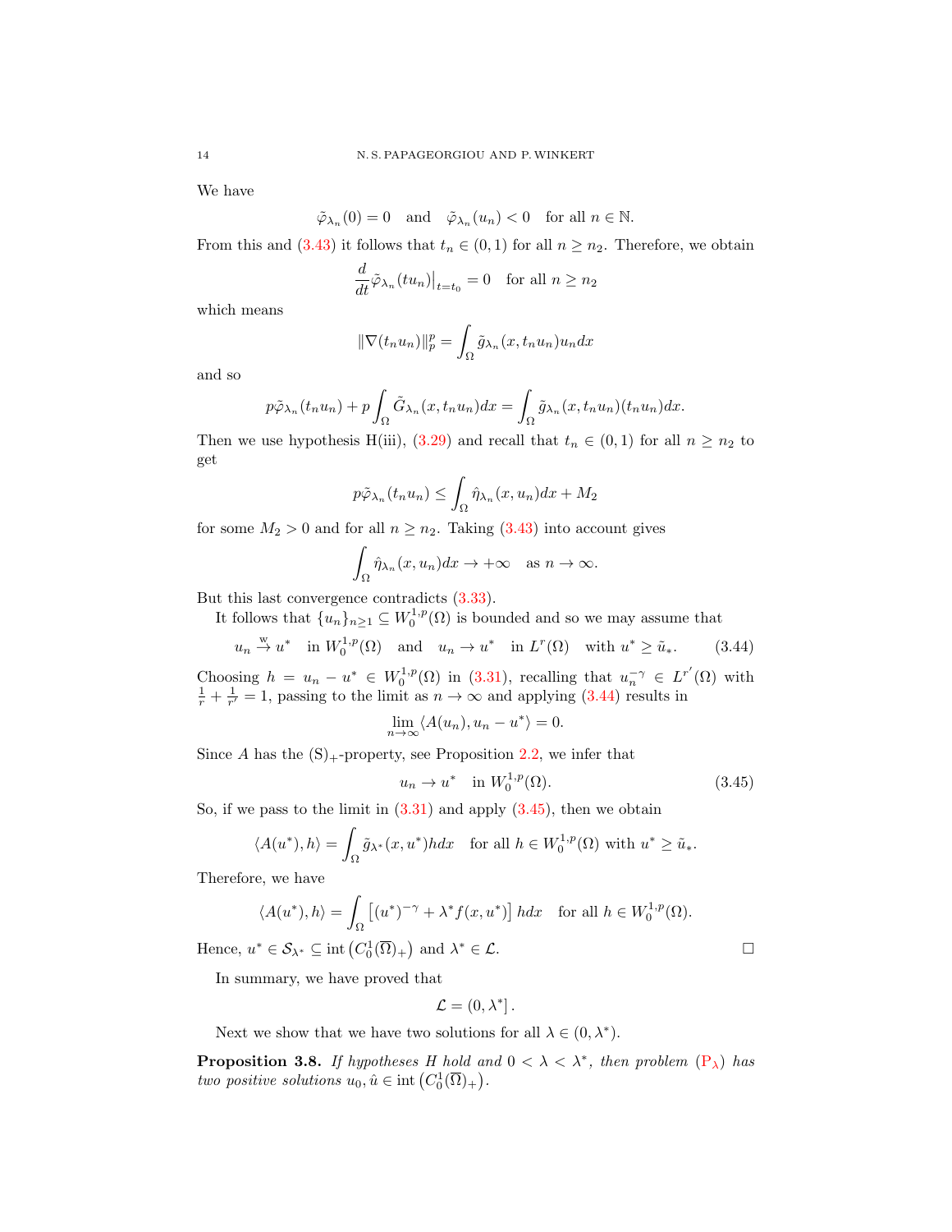We have

$$\tilde{\varphi}_{\lambda_n}(0) = 0 \quad \text{and} \quad \tilde{\varphi}_{\lambda_n}(u_n) < 0 \quad \text{for all } n \in \mathbb{N}.$$

From this and (3.43) it follows that $t_n \in (0,1)$ for all $n \geq n_2$. Therefore, we obtain

$$\frac{d}{dt}\tilde{\varphi}_{\lambda_n}(tu_n)\big|_{t=t_0} = 0 \quad \text{for all } n \geq n_2$$

which means

$$\|\nabla(t_n u_n)\|_p^p = \int_\Omega \tilde{g}_{\lambda_n}(x, t_n u_n) u_n dx$$

and so

$$p\tilde{\varphi}_{\lambda_n}(t_n u_n) + p\int_\Omega \tilde{G}_{\lambda_n}(x, t_n u_n)dx = \int_\Omega \tilde{g}_{\lambda_n}(x, t_n u_n)(t_n u_n)dx.$$

Then we use hypothesis H(iii), (3.29) and recall that $t_n \in (0,1)$ for all $n \geq n_2$ to get

$$p\tilde{\varphi}_{\lambda_n}(t_n u_n) \leq \int_\Omega \hat{\eta}_{\lambda_n}(x, u_n)dx + M_2$$

for some $M_2 > 0$ and for all $n \geq n_2$. Taking (3.43) into account gives

$$\int_\Omega \hat{\eta}_{\lambda_n}(x, u_n)dx \to +\infty \quad \text{as } n \to \infty.$$

But this last convergence contradicts (3.33).

It follows that $\{u_n\}_{n\geq 1} \subseteq W_0^{1,p}(\Omega)$ is bounded and so we may assume that

$$u_n \overset{\text{w}}{\to} u^* \quad \text{in } W_0^{1,p}(\Omega) \quad \text{and} \quad u_n \to u^* \quad \text{in } L^r(\Omega) \quad \text{with } u^* \geq \tilde{u}_*. \tag{3.44}$$

Choosing $h = u_n - u^* \in W_0^{1,p}(\Omega)$ in (3.31), recalling that $u_n^{-\gamma} \in L^{r'}(\Omega)$ with $\frac{1}{r} + \frac{1}{r'} = 1$, passing to the limit as $n \to \infty$ and applying (3.44) results in

$$\lim_{n\to\infty} \langle A(u_n), u_n - u^* \rangle = 0.$$

Since $A$ has the $(\mathrm{S})_+$-property, see Proposition 2.2, we infer that

$$u_n \to u^* \quad \text{in } W_0^{1,p}(\Omega). \tag{3.45}$$

So, if we pass to the limit in (3.31) and apply (3.45), then we obtain

$$\langle A(u^*), h \rangle = \int_\Omega \tilde{g}_{\lambda^*}(x, u^*)h dx \quad \text{for all } h \in W_0^{1,p}(\Omega) \text{ with } u^* \geq \tilde{u}_*.$$

Therefore, we have

$$\langle A(u^*), h \rangle = \int_\Omega \left[(u^*)^{-\gamma} + \lambda^* f(x, u^*)\right] h dx \quad \text{for all } h \in W_0^{1,p}(\Omega).$$

Hence, $u^* \in \mathcal{S}_{\lambda^*} \subseteq \operatorname{int}\left(C_0^1(\overline{\Omega})_+\right)$ and $\lambda^* \in \mathcal{L}$. $\square$

In summary, we have proved that

$$\mathcal{L} = (0, \lambda^*].$$

Next we show that we have two solutions for all $\lambda \in (0, \lambda^*)$.

**Proposition 3.8.** *If hypotheses H hold and $0 < \lambda < \lambda^*$, then problem* ($\mathrm{P}_\lambda$) *has two positive solutions $u_0, \hat{u} \in \operatorname{int}\left(C_0^1(\overline{\Omega})_+\right)$.*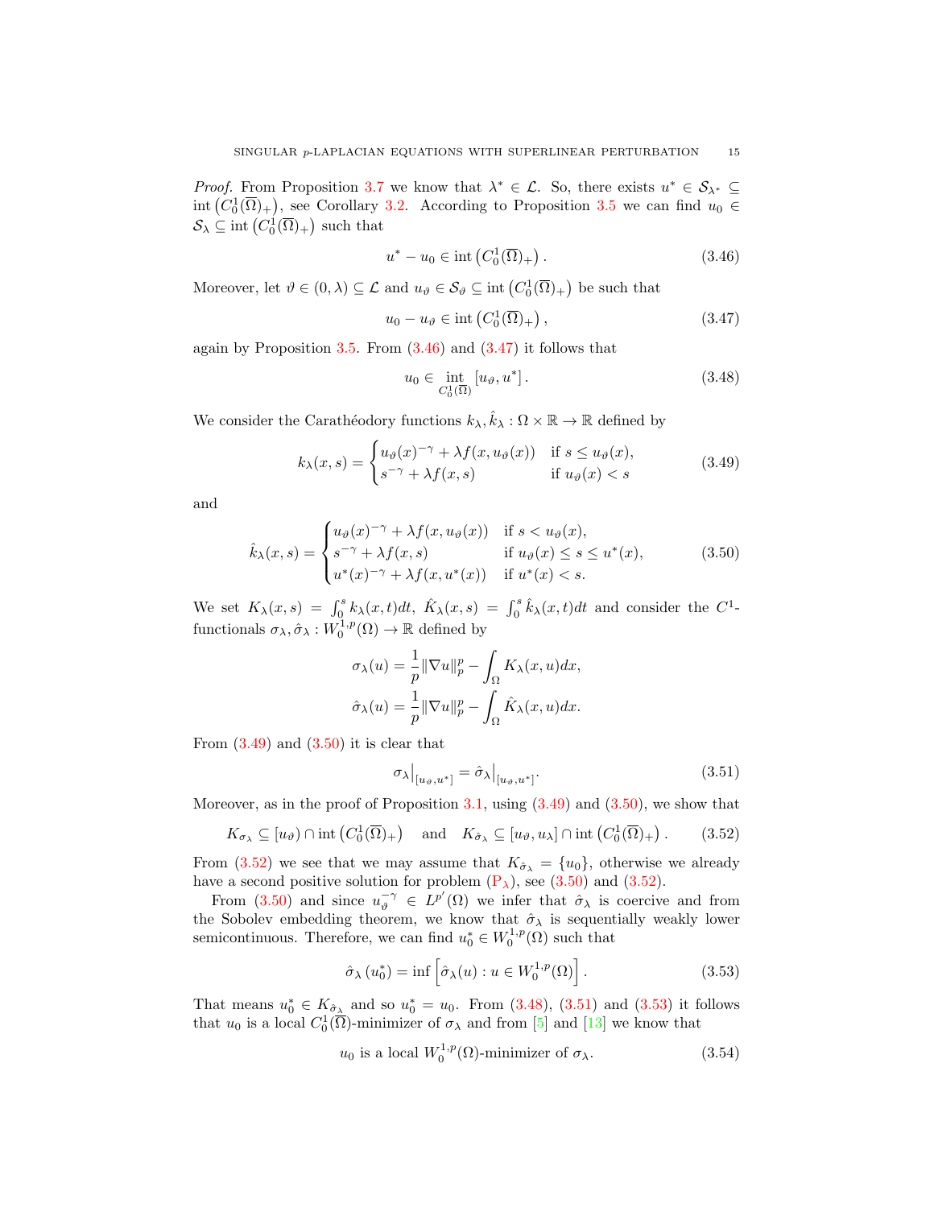*Proof.* From Proposition 3.7 we know that $\lambda^* \in \mathcal{L}$. So, there exists $u^* \in \mathcal{S}_{\lambda^*} \subseteq \operatorname{int}\left(C_0^1(\overline{\Omega})_+\right)$, see Corollary 3.2. According to Proposition 3.5 we can find $u_0 \in \mathcal{S}_\lambda \subseteq \operatorname{int}\left(C_0^1(\overline{\Omega})_+\right)$ such that

$$u^* - u_0 \in \operatorname{int}\left(C_0^1(\overline{\Omega})_+\right). \tag{3.46}$$

Moreover, let $\vartheta \in (0, \lambda) \subseteq \mathcal{L}$ and $u_\vartheta \in \mathcal{S}_\vartheta \subseteq \operatorname{int}\left(C_0^1(\overline{\Omega})_+\right)$ be such that

$$u_0 - u_\vartheta \in \operatorname{int}\left(C_0^1(\overline{\Omega})_+\right), \tag{3.47}$$

again by Proposition 3.5. From (3.46) and (3.47) it follows that

$$u_0 \in \operatorname*{int}_{C_0^1(\overline{\Omega})} [u_\vartheta, u^*]. \tag{3.48}$$

We consider the Carathéodory functions $k_\lambda, \hat{k}_\lambda : \Omega \times \mathbb{R} \to \mathbb{R}$ defined by

$$k_\lambda(x,s) = \begin{cases} u_\vartheta(x)^{-\gamma} + \lambda f(x, u_\vartheta(x)) & \text{if } s \leq u_\vartheta(x), \\ s^{-\gamma} + \lambda f(x,s) & \text{if } u_\vartheta(x) < s \end{cases} \tag{3.49}$$

and

$$\hat{k}_\lambda(x,s) = \begin{cases} u_\vartheta(x)^{-\gamma} + \lambda f(x, u_\vartheta(x)) & \text{if } s < u_\vartheta(x), \\ s^{-\gamma} + \lambda f(x,s) & \text{if } u_\vartheta(x) \leq s \leq u^*(x), \\ u^*(x)^{-\gamma} + \lambda f(x, u^*(x)) & \text{if } u^*(x) < s. \end{cases} \tag{3.50}$$

We set $K_\lambda(x,s) = \int_0^s k_\lambda(x,t)dt$, $\hat{K}_\lambda(x,s) = \int_0^s \hat{k}_\lambda(x,t)dt$ and consider the $C^1$-functionals $\sigma_\lambda, \hat{\sigma}_\lambda : W_0^{1,p}(\Omega) \to \mathbb{R}$ defined by

$$\sigma_\lambda(u) = \frac{1}{p}\|\nabla u\|_p^p - \int_\Omega K_\lambda(x,u)dx,$$

$$\hat{\sigma}_\lambda(u) = \frac{1}{p}\|\nabla u\|_p^p - \int_\Omega \hat{K}_\lambda(x,u)dx.$$

From (3.49) and (3.50) it is clear that

$$\sigma_\lambda\big|_{[u_\vartheta, u^*]} = \hat{\sigma}_\lambda\big|_{[u_\vartheta, u^*]}. \tag{3.51}$$

Moreover, as in the proof of Proposition 3.1, using (3.49) and (3.50), we show that

$$K_{\sigma_\lambda} \subseteq [u_\vartheta) \cap \operatorname{int}\left(C_0^1(\overline{\Omega})_+\right) \quad \text{and} \quad K_{\hat{\sigma}_\lambda} \subseteq [u_\vartheta, u_\lambda] \cap \operatorname{int}\left(C_0^1(\overline{\Omega})_+\right). \tag{3.52}$$

From (3.52) we see that we may assume that $K_{\hat{\sigma}_\lambda} = \{u_0\}$, otherwise we already have a second positive solution for problem (P$_\lambda$), see (3.50) and (3.52).

From (3.50) and since $u_\vartheta^{-\gamma} \in L^{p'}(\Omega)$ we infer that $\hat{\sigma}_\lambda$ is coercive and from the Sobolev embedding theorem, we know that $\hat{\sigma}_\lambda$ is sequentially weakly lower semicontinuous. Therefore, we can find $u_0^* \in W_0^{1,p}(\Omega)$ such that

$$\hat{\sigma}_\lambda(u_0^*) = \inf\left[\hat{\sigma}_\lambda(u) : u \in W_0^{1,p}(\Omega)\right]. \tag{3.53}$$

That means $u_0^* \in K_{\hat{\sigma}_\lambda}$ and so $u_0^* = u_0$. From (3.48), (3.51) and (3.53) it follows that $u_0$ is a local $C_0^1(\overline{\Omega})$-minimizer of $\sigma_\lambda$ and from [5] and [13] we know that

$$u_0 \text{ is a local } W_0^{1,p}(\Omega)\text{-minimizer of } \sigma_\lambda. \tag{3.54}$$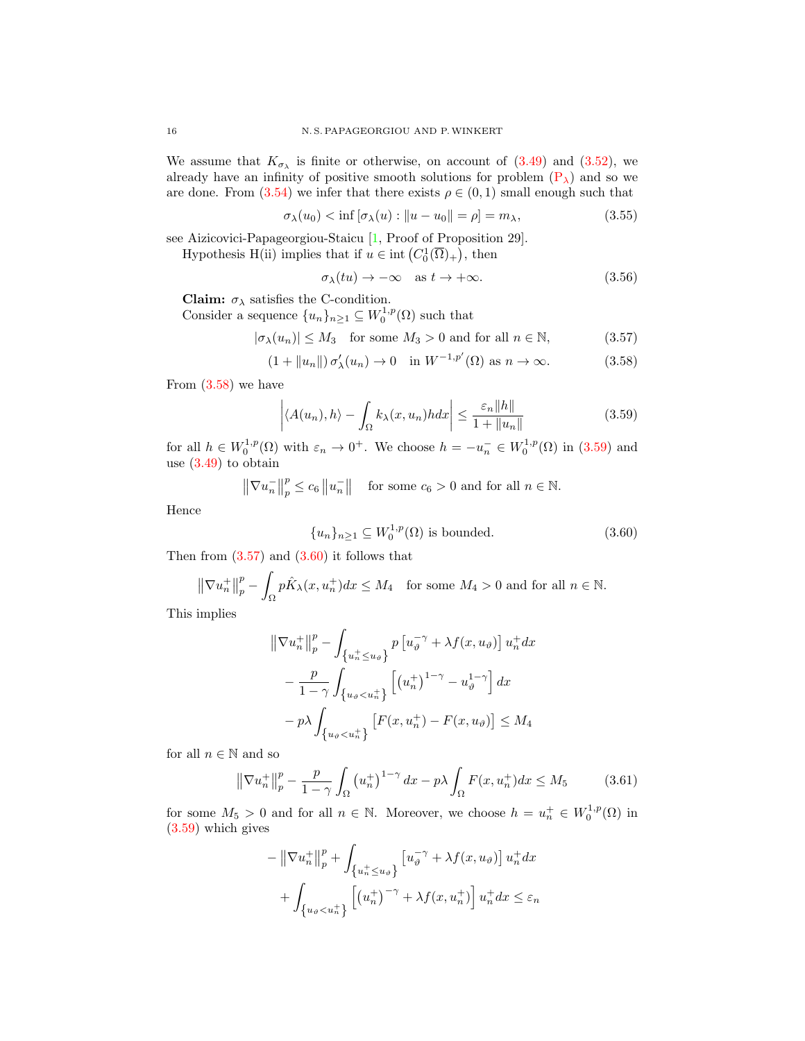We assume that $K_{\sigma_\lambda}$ is finite or otherwise, on account of (3.49) and (3.52), we already have an infinity of positive smooth solutions for problem ($P_\lambda$) and so we are done. From (3.54) we infer that there exists $\rho \in (0,1)$ small enough such that

$$\sigma_\lambda(u_0) < \inf\left[\sigma_\lambda(u) : \|u - u_0\| = \rho\right] = m_\lambda, \tag{3.55}$$

see Aizicovici-Papageorgiou-Staicu [1, Proof of Proposition 29].

Hypothesis H(ii) implies that if $u \in \operatorname{int}\left(C_0^1(\overline{\Omega})_+\right)$, then

$$\sigma_\lambda(tu) \to -\infty \quad \text{as } t \to +\infty. \tag{3.56}$$

**Claim:** $\sigma_\lambda$ satisfies the C-condition.

Consider a sequence $\{u_n\}_{n\geq 1} \subseteq W_0^{1,p}(\Omega)$ such that

$$|\sigma_\lambda(u_n)| \leq M_3 \quad \text{for some } M_3 > 0 \text{ and for all } n \in \mathbb{N}, \tag{3.57}$$

$$(1 + \|u_n\|)\, \sigma_\lambda'(u_n) \to 0 \quad \text{in } W^{-1,p'}(\Omega) \text{ as } n \to \infty. \tag{3.58}$$

From (3.58) we have

$$\left| \langle A(u_n), h\rangle - \int_\Omega k_\lambda(x, u_n) h dx \right| \leq \frac{\varepsilon_n \|h\|}{1 + \|u_n\|} \tag{3.59}$$

for all $h \in W_0^{1,p}(\Omega)$ with $\varepsilon_n \to 0^+$. We choose $h = -u_n^- \in W_0^{1,p}(\Omega)$ in (3.59) and use (3.49) to obtain

$$\left\|\nabla u_n^-\right\|_p^p \leq c_6 \left\|u_n^-\right\| \quad \text{for some } c_6 > 0 \text{ and for all } n \in \mathbb{N}.$$

Hence

$$\{u_n\}_{n\geq 1} \subseteq W_0^{1,p}(\Omega) \text{ is bounded.} \tag{3.60}$$

Then from (3.57) and (3.60) it follows that

$$\left\|\nabla u_n^+\right\|_p^p - \int_\Omega p \hat{K}_\lambda(x, u_n^+) dx \leq M_4 \quad \text{for some } M_4 > 0 \text{ and for all } n \in \mathbb{N}.$$

This implies

$$\begin{aligned}
\left\|\nabla u_n^+\right\|_p^p &- \int_{\left\{u_n^+ \leq u_\vartheta\right\}} p \left[u_\vartheta^{-\gamma} + \lambda f(x, u_\vartheta)\right] u_n^+ dx \\
&- \frac{p}{1-\gamma} \int_{\left\{u_\vartheta < u_n^+\right\}} \left[\left(u_n^+\right)^{1-\gamma} - u_\vartheta^{1-\gamma}\right] dx \\
&- p\lambda \int_{\left\{u_\vartheta < u_n^+\right\}} \left[F(x, u_n^+) - F(x, u_\vartheta)\right] \leq M_4
\end{aligned}$$

for all $n \in \mathbb{N}$ and so

$$\left\|\nabla u_n^+\right\|_p^p - \frac{p}{1-\gamma} \int_\Omega \left(u_n^+\right)^{1-\gamma} dx - p\lambda \int_\Omega F(x, u_n^+) dx \leq M_5 \tag{3.61}$$

for some $M_5 > 0$ and for all $n \in \mathbb{N}$. Moreover, we choose $h = u_n^+ \in W_0^{1,p}(\Omega)$ in (3.59) which gives

$$\begin{aligned}
-\left\|\nabla u_n^+\right\|_p^p &+ \int_{\left\{u_n^+ \leq u_\vartheta\right\}} \left[u_\vartheta^{-\gamma} + \lambda f(x, u_\vartheta)\right] u_n^+ dx \\
&+ \int_{\left\{u_\vartheta < u_n^+\right\}} \left[\left(u_n^+\right)^{-\gamma} + \lambda f(x, u_n^+)\right] u_n^+ dx \leq \varepsilon_n
\end{aligned}$$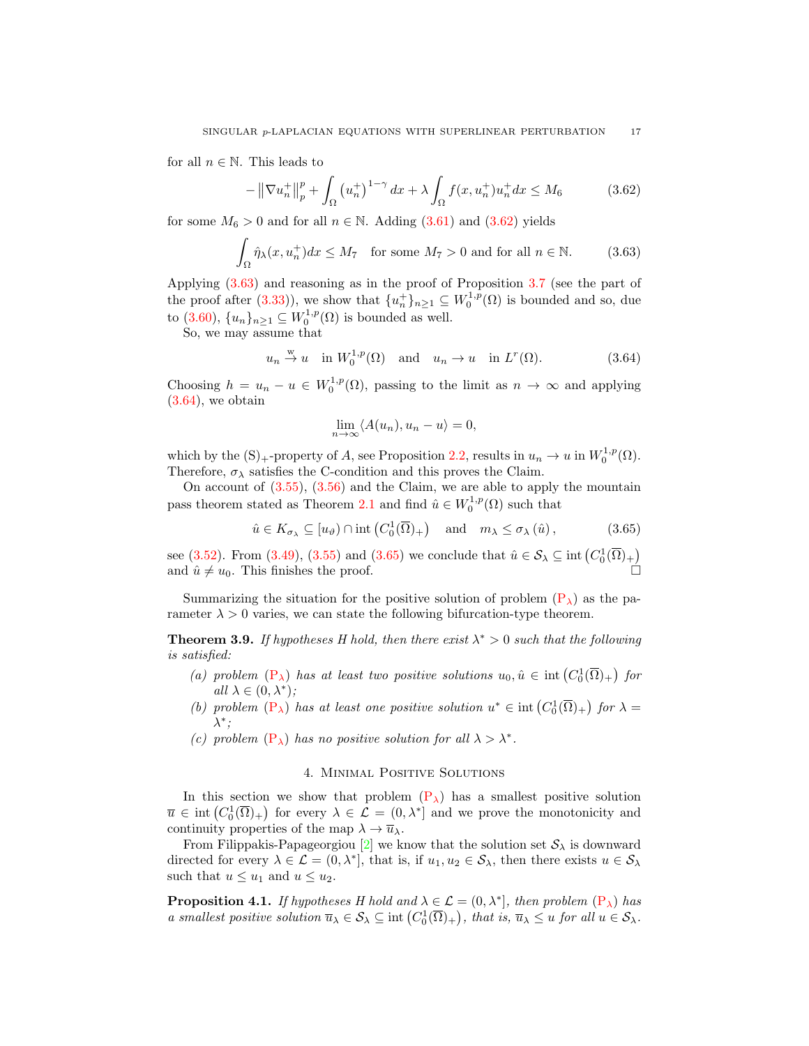for all $n \in \mathbb{N}$. This leads to

$$-\left\|\nabla u_n^+\right\|_p^p + \int_\Omega \left(u_n^+\right)^{1-\gamma} dx + \lambda \int_\Omega f(x, u_n^+) u_n^+ dx \leq M_6 \tag{3.62}$$

for some $M_6 > 0$ and for all $n \in \mathbb{N}$. Adding (3.61) and (3.62) yields

$$\int_\Omega \hat{\eta}_\lambda(x, u_n^+) dx \leq M_7 \quad \text{for some } M_7 > 0 \text{ and for all } n \in \mathbb{N}. \tag{3.63}$$

Applying (3.63) and reasoning as in the proof of Proposition 3.7 (see the part of the proof after (3.33)), we show that $\{u_n^+\}_{n\geq 1} \subseteq W_0^{1,p}(\Omega)$ is bounded and so, due to (3.60), $\{u_n\}_{n\geq 1} \subseteq W_0^{1,p}(\Omega)$ is bounded as well.

So, we may assume that

$$u_n \overset{\mathrm{w}}{\to} u \quad \text{in } W_0^{1,p}(\Omega) \quad \text{and} \quad u_n \to u \quad \text{in } L^r(\Omega). \tag{3.64}$$

Choosing $h = u_n - u \in W_0^{1,p}(\Omega)$, passing to the limit as $n \to \infty$ and applying (3.64), we obtain

$$\lim_{n\to\infty} \langle A(u_n), u_n - u\rangle = 0,$$

which by the $(\mathrm{S})_+$-property of $A$, see Proposition 2.2, results in $u_n \to u$ in $W_0^{1,p}(\Omega)$. Therefore, $\sigma_\lambda$ satisfies the C-condition and this proves the Claim.

On account of (3.55), (3.56) and the Claim, we are able to apply the mountain pass theorem stated as Theorem 2.1 and find $\hat{u} \in W_0^{1,p}(\Omega)$ such that

$$\hat{u} \in K_{\sigma_\lambda} \subseteq [u_\vartheta) \cap \operatorname{int}\left(C_0^1(\overline{\Omega})_+\right) \quad \text{and} \quad m_\lambda \leq \sigma_\lambda\left(\hat{u}\right), \tag{3.65}$$

see (3.52). From (3.49), (3.55) and (3.65) we conclude that $\hat{u} \in \mathcal{S}_\lambda \subseteq \operatorname{int}\left(C_0^1(\overline{\Omega})_+\right)$ and $\hat{u} \neq u_0$. This finishes the proof. $\square$

Summarizing the situation for the positive solution of problem $(\mathrm{P}_\lambda)$ as the parameter $\lambda > 0$ varies, we can state the following bifurcation-type theorem.

**Theorem 3.9.** *If hypotheses $H$ hold, then there exist $\lambda^* > 0$ such that the following is satisfied:*

- *(a) problem $(\mathrm{P}_\lambda)$ has at least two positive solutions $u_0, \hat{u} \in \operatorname{int}\left(C_0^1(\overline{\Omega})_+\right)$ for all $\lambda \in (0, \lambda^*)$;*
- *(b) problem $(\mathrm{P}_\lambda)$ has at least one positive solution $u^* \in \operatorname{int}\left(C_0^1(\overline{\Omega})_+\right)$ for $\lambda = \lambda^*$;*
- *(c) problem $(\mathrm{P}_\lambda)$ has no positive solution for all $\lambda > \lambda^*$.*

## 4. Minimal Positive Solutions

In this section we show that problem $(\mathrm{P}_\lambda)$ has a smallest positive solution $\overline{u} \in \operatorname{int}\left(C_0^1(\overline{\Omega})_+\right)$ for every $\lambda \in \mathcal{L} = (0, \lambda^*]$ and we prove the monotonicity and continuity properties of the map $\lambda \to \overline{u}_\lambda$.

From Filippakis-Papageorgiou [2] we know that the solution set $\mathcal{S}_\lambda$ is downward directed for every $\lambda \in \mathcal{L} = (0, \lambda^*]$, that is, if $u_1, u_2 \in \mathcal{S}_\lambda$, then there exists $u \in \mathcal{S}_\lambda$ such that $u \leq u_1$ and $u \leq u_2$.

**Proposition 4.1.** *If hypotheses $H$ hold and $\lambda \in \mathcal{L} = (0, \lambda^*]$, then problem $(\mathrm{P}_\lambda)$ has a smallest positive solution $\overline{u}_\lambda \in \mathcal{S}_\lambda \subseteq \operatorname{int}\left(C_0^1(\overline{\Omega})_+\right)$, that is, $\overline{u}_\lambda \leq u$ for all $u \in \mathcal{S}_\lambda$.*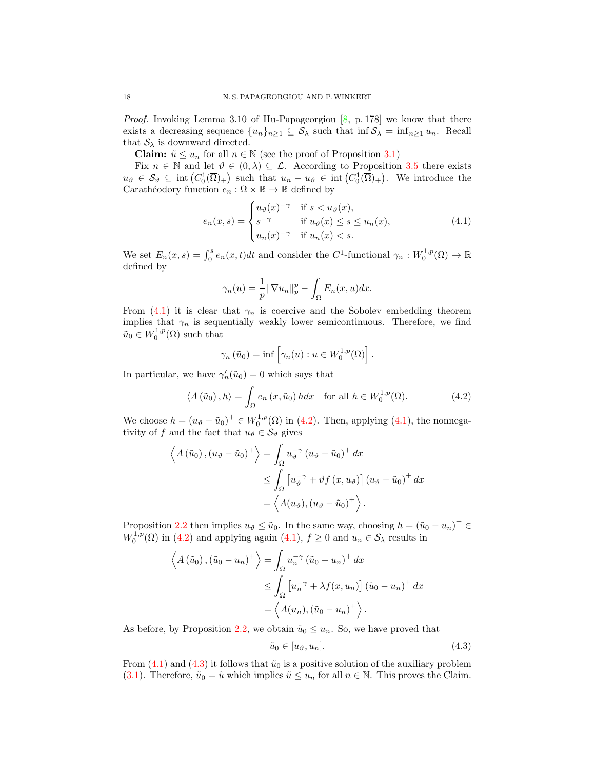*Proof.* Invoking Lemma 3.10 of Hu-Papageorgiou [8, p. 178] we know that there exists a decreasing sequence $\{u_n\}_{n\geq 1} \subseteq \mathcal{S}_\lambda$ such that $\inf \mathcal{S}_\lambda = \inf_{n\geq 1} u_n$. Recall that $\mathcal{S}_\lambda$ is downward directed.

**Claim:** $\tilde{u} \leq u_n$ for all $n \in \mathbb{N}$ (see the proof of Proposition 3.1)

Fix $n \in \mathbb{N}$ and let $\vartheta \in (0, \lambda) \subseteq \mathcal{L}$. According to Proposition 3.5 there exists $u_\vartheta \in \mathcal{S}_\vartheta \subseteq \operatorname{int}\left(C_0^1(\overline{\Omega})_+\right)$ such that $u_n - u_\vartheta \in \operatorname{int}\left(C_0^1(\overline{\Omega})_+\right)$. We introduce the Carathéodory function $e_n \colon \Omega \times \mathbb{R} \to \mathbb{R}$ defined by

$$
e_n(x,s) = \begin{cases} u_\vartheta(x)^{-\gamma} & \text{if } s < u_\vartheta(x), \\ s^{-\gamma} & \text{if } u_\vartheta(x) \leq s \leq u_n(x), \\ u_n(x)^{-\gamma} & \text{if } u_n(x) < s. \end{cases} \tag{4.1}
$$

We set $E_n(x,s) = \int_0^s e_n(x,t)dt$ and consider the $C^1$-functional $\gamma_n \colon W_0^{1,p}(\Omega) \to \mathbb{R}$ defined by

$$
\gamma_n(u) = \frac{1}{p}\|\nabla u_n\|_p^p - \int_\Omega E_n(x,u)dx.
$$

From (4.1) it is clear that $\gamma_n$ is coercive and the Sobolev embedding theorem implies that $\gamma_n$ is sequentially weakly lower semicontinuous. Therefore, we find $\tilde{u}_0 \in W_0^{1,p}(\Omega)$ such that

$$
\gamma_n\left(\tilde{u}_0\right) = \inf\left[\gamma_n(u) : u \in W_0^{1,p}(\Omega)\right].
$$

In particular, we have $\gamma_n'(\tilde{u}_0) = 0$ which says that

$$
\left\langle A\left(\tilde{u}_0\right), h\right\rangle = \int_\Omega e_n\left(x, \tilde{u}_0\right) h dx \quad \text{for all } h \in W_0^{1,p}(\Omega). \tag{4.2}
$$

We choose $h = (u_\vartheta - \tilde{u}_0)^+ \in W_0^{1,p}(\Omega)$ in (4.2). Then, applying (4.1), the nonnegativity of $f$ and the fact that $u_\vartheta \in \mathcal{S}_\vartheta$ gives

$$
\begin{aligned}
\left\langle A\left(\tilde{u}_0\right), (u_\vartheta - \tilde{u}_0)^+\right\rangle &= \int_\Omega u_\vartheta^{-\gamma}\left(u_\vartheta - \tilde{u}_0\right)^+ dx \\
&\leq \int_\Omega \left[u_\vartheta^{-\gamma} + \vartheta f\left(x, u_\vartheta\right)\right]\left(u_\vartheta - \tilde{u}_0\right)^+ dx \\
&= \left\langle A(u_\vartheta), (u_\vartheta - \tilde{u}_0)^+\right\rangle.
\end{aligned}
$$

Proposition 2.2 then implies $u_\vartheta \leq \tilde{u}_0$. In the same way, choosing $h = \left(\tilde{u}_0 - u_n\right)^+ \in W_0^{1,p}(\Omega)$ in (4.2) and applying again (4.1), $f \geq 0$ and $u_n \in \mathcal{S}_\lambda$ results in

$$
\begin{aligned}
\left\langle A\left(\tilde{u}_0\right), \left(\tilde{u}_0 - u_n\right)^+\right\rangle &= \int_\Omega u_n^{-\gamma}\left(\tilde{u}_0 - u_n\right)^+ dx \\
&\leq \int_\Omega \left[u_n^{-\gamma} + \lambda f(x, u_n)\right]\left(\tilde{u}_0 - u_n\right)^+ dx \\
&= \left\langle A(u_n), \left(\tilde{u}_0 - u_n\right)^+\right\rangle.
\end{aligned}
$$

As before, by Proposition 2.2, we obtain $\tilde{u}_0 \leq u_n$. So, we have proved that

$$
\tilde{u}_0 \in [u_\vartheta, u_n]. \tag{4.3}
$$

From (4.1) and (4.3) it follows that $\tilde{u}_0$ is a positive solution of the auxiliary problem (3.1). Therefore, $\tilde{u}_0 = \tilde{u}$ which implies $\tilde{u} \leq u_n$ for all $n \in \mathbb{N}$. This proves the Claim.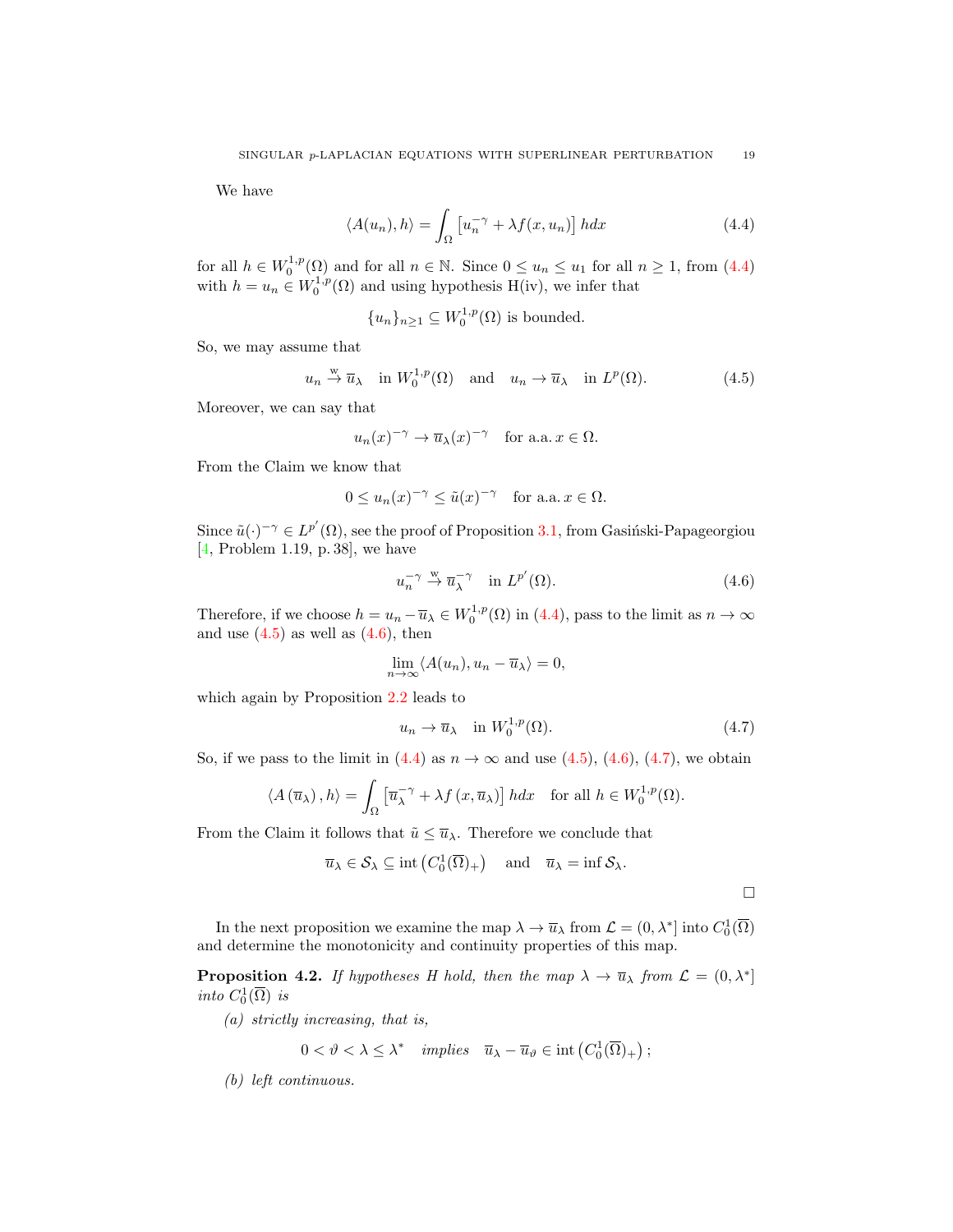We have

$$\langle A(u_n), h\rangle = \int_\Omega \left[u_n^{-\gamma} + \lambda f(x, u_n)\right] h dx \tag{4.4}$$

for all $h \in W_0^{1,p}(\Omega)$ and for all $n \in \mathbb{N}$. Since $0 \leq u_n \leq u_1$ for all $n \geq 1$, from (4.4) with $h = u_n \in W_0^{1,p}(\Omega)$ and using hypothesis H(iv), we infer that

$$\{u_n\}_{n\geq 1} \subseteq W_0^{1,p}(\Omega) \text{ is bounded.}$$

So, we may assume that

$$u_n \overset{\text{w}}{\to} \overline{u}_\lambda \quad \text{in } W_0^{1,p}(\Omega) \quad \text{and} \quad u_n \to \overline{u}_\lambda \quad \text{in } L^p(\Omega). \tag{4.5}$$

Moreover, we can say that

$$u_n(x)^{-\gamma} \to \overline{u}_\lambda(x)^{-\gamma} \quad \text{for a.a. } x \in \Omega.$$

From the Claim we know that

$$0 \leq u_n(x)^{-\gamma} \leq \tilde{u}(x)^{-\gamma} \quad \text{for a.a. } x \in \Omega.$$

Since $\tilde{u}(\cdot)^{-\gamma} \in L^{p'}(\Omega)$, see the proof of Proposition 3.1, from Gasiński-Papageorgiou [4, Problem 1.19, p. 38], we have

$$u_n^{-\gamma} \overset{\text{w}}{\to} \overline{u}_\lambda^{-\gamma} \quad \text{in } L^{p'}(\Omega). \tag{4.6}$$

Therefore, if we choose $h = u_n - \overline{u}_\lambda \in W_0^{1,p}(\Omega)$ in (4.4), pass to the limit as $n \to \infty$ and use (4.5) as well as (4.6), then

$$\lim_{n\to\infty} \langle A(u_n), u_n - \overline{u}_\lambda\rangle = 0,$$

which again by Proposition 2.2 leads to

$$u_n \to \overline{u}_\lambda \quad \text{in } W_0^{1,p}(\Omega). \tag{4.7}$$

So, if we pass to the limit in (4.4) as $n \to \infty$ and use (4.5), (4.6), (4.7), we obtain

$$\langle A(\overline{u}_\lambda), h\rangle = \int_\Omega \left[\overline{u}_\lambda^{-\gamma} + \lambda f(x, \overline{u}_\lambda)\right] h dx \quad \text{for all } h \in W_0^{1,p}(\Omega).$$

From the Claim it follows that $\tilde{u} \leq \overline{u}_\lambda$. Therefore we conclude that

$$\overline{u}_\lambda \in \mathcal{S}_\lambda \subseteq \operatorname{int}\left(C_0^1(\overline{\Omega})_+\right) \quad \text{and} \quad \overline{u}_\lambda = \inf \mathcal{S}_\lambda.$$

□

In the next proposition we examine the map $\lambda \to \overline{u}_\lambda$ from $\mathcal{L} = (0, \lambda^*]$ into $C_0^1(\overline{\Omega})$ and determine the monotonicity and continuity properties of this map.

**Proposition 4.2.** *If hypotheses H hold, then the map $\lambda \to \overline{u}_\lambda$ from $\mathcal{L} = (0, \lambda^*]$ into $C_0^1(\overline{\Omega})$ is*

*(a) strictly increasing, that is,*

$$0 < \vartheta < \lambda \leq \lambda^* \quad \textit{implies} \quad \overline{u}_\lambda - \overline{u}_\vartheta \in \operatorname{int}\left(C_0^1(\overline{\Omega})_+\right);$$

*(b) left continuous.*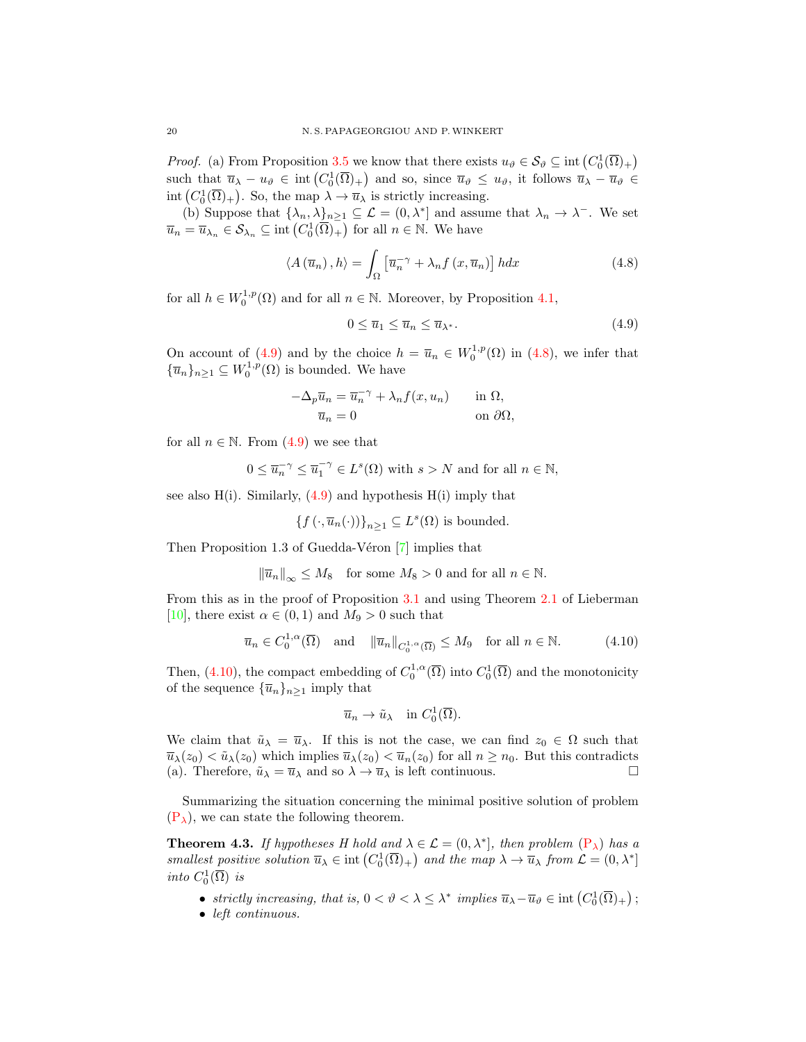*Proof.* (a) From Proposition 3.5 we know that there exists $u_\vartheta \in \mathcal{S}_\vartheta \subseteq \operatorname{int}\left(C_0^1(\overline{\Omega})_+\right)$ such that $\overline{u}_\lambda - u_\vartheta \in \operatorname{int}\left(C_0^1(\overline{\Omega})_+\right)$ and so, since $\overline{u}_\vartheta \leq u_\vartheta$, it follows $\overline{u}_\lambda - \overline{u}_\vartheta \in \operatorname{int}\left(C_0^1(\overline{\Omega})_+\right)$. So, the map $\lambda \to \overline{u}_\lambda$ is strictly increasing.

(b) Suppose that $\{\lambda_n, \lambda\}_{n\geq 1} \subseteq \mathcal{L} = (0, \lambda^*]$ and assume that $\lambda_n \to \lambda^-$. We set $\overline{u}_n = \overline{u}_{\lambda_n} \in \mathcal{S}_{\lambda_n} \subseteq \operatorname{int}\left(C_0^1(\overline{\Omega})_+\right)$ for all $n \in \mathbb{N}$. We have

$$\langle A(\overline{u}_n), h\rangle = \int_\Omega \left[\overline{u}_n^{-\gamma} + \lambda_n f(x, \overline{u}_n)\right] h dx \tag{4.8}$$

for all $h \in W_0^{1,p}(\Omega)$ and for all $n \in \mathbb{N}$. Moreover, by Proposition 4.1,

$$0 \leq \overline{u}_1 \leq \overline{u}_n \leq \overline{u}_{\lambda^*}. \tag{4.9}$$

On account of (4.9) and by the choice $h = \overline{u}_n \in W_0^{1,p}(\Omega)$ in (4.8), we infer that $\{\overline{u}_n\}_{n\geq 1} \subseteq W_0^{1,p}(\Omega)$ is bounded. We have

$$\begin{aligned} -\Delta_p \overline{u}_n &= \overline{u}_n^{-\gamma} + \lambda_n f(x, u_n) \qquad &&\text{in } \Omega,\\ \overline{u}_n &= 0 &&\text{on } \partial\Omega, \end{aligned}$$

for all $n \in \mathbb{N}$. From (4.9) we see that

$$0 \leq \overline{u}_n^{-\gamma} \leq \overline{u}_1^{-\gamma} \in L^s(\Omega) \text{ with } s > N \text{ and for all } n \in \mathbb{N},$$

see also H(i). Similarly, (4.9) and hypothesis H(i) imply that

$$\{f(\cdot, \overline{u}_n(\cdot))\}_{n\geq 1} \subseteq L^s(\Omega) \text{ is bounded.}$$

Then Proposition 1.3 of Guedda-Véron [7] implies that

$$\|\overline{u}_n\|_\infty \leq M_8 \quad \text{for some } M_8 > 0 \text{ and for all } n \in \mathbb{N}.$$

From this as in the proof of Proposition 3.1 and using Theorem 2.1 of Lieberman [10], there exist $\alpha \in (0,1)$ and $M_9 > 0$ such that

$$\overline{u}_n \in C_0^{1,\alpha}(\overline{\Omega}) \quad \text{and} \quad \|\overline{u}_n\|_{C_0^{1,\alpha}(\overline{\Omega})} \leq M_9 \quad \text{for all } n \in \mathbb{N}. \tag{4.10}$$

Then, (4.10), the compact embedding of $C_0^{1,\alpha}(\overline{\Omega})$ into $C_0^1(\overline{\Omega})$ and the monotonicity of the sequence $\{\overline{u}_n\}_{n\geq 1}$ imply that

$$\overline{u}_n \to \tilde{u}_\lambda \quad \text{in } C_0^1(\overline{\Omega}).$$

We claim that $\tilde{u}_\lambda = \overline{u}_\lambda$. If this is not the case, we can find $z_0 \in \Omega$ such that $\overline{u}_\lambda(z_0) < \tilde{u}_\lambda(z_0)$ which implies $\overline{u}_\lambda(z_0) < \overline{u}_n(z_0)$ for all $n \geq n_0$. But this contradicts (a). Therefore, $\tilde{u}_\lambda = \overline{u}_\lambda$ and so $\lambda \to \overline{u}_\lambda$ is left continuous. $\square$

Summarizing the situation concerning the minimal positive solution of problem ($\text{P}_\lambda$), we can state the following theorem.

**Theorem 4.3.** *If hypotheses H hold and $\lambda \in \mathcal{L} = (0, \lambda^*]$, then problem ($\text{P}_\lambda$) has a smallest positive solution $\overline{u}_\lambda \in \operatorname{int}\left(C_0^1(\overline{\Omega})_+\right)$ and the map $\lambda \to \overline{u}_\lambda$ from $\mathcal{L} = (0, \lambda^*]$ into $C_0^1(\overline{\Omega})$ is*

- *strictly increasing, that is, $0 < \vartheta < \lambda \leq \lambda^*$ implies $\overline{u}_\lambda - \overline{u}_\vartheta \in \operatorname{int}\left(C_0^1(\overline{\Omega})_+\right)$;*
- *left continuous.*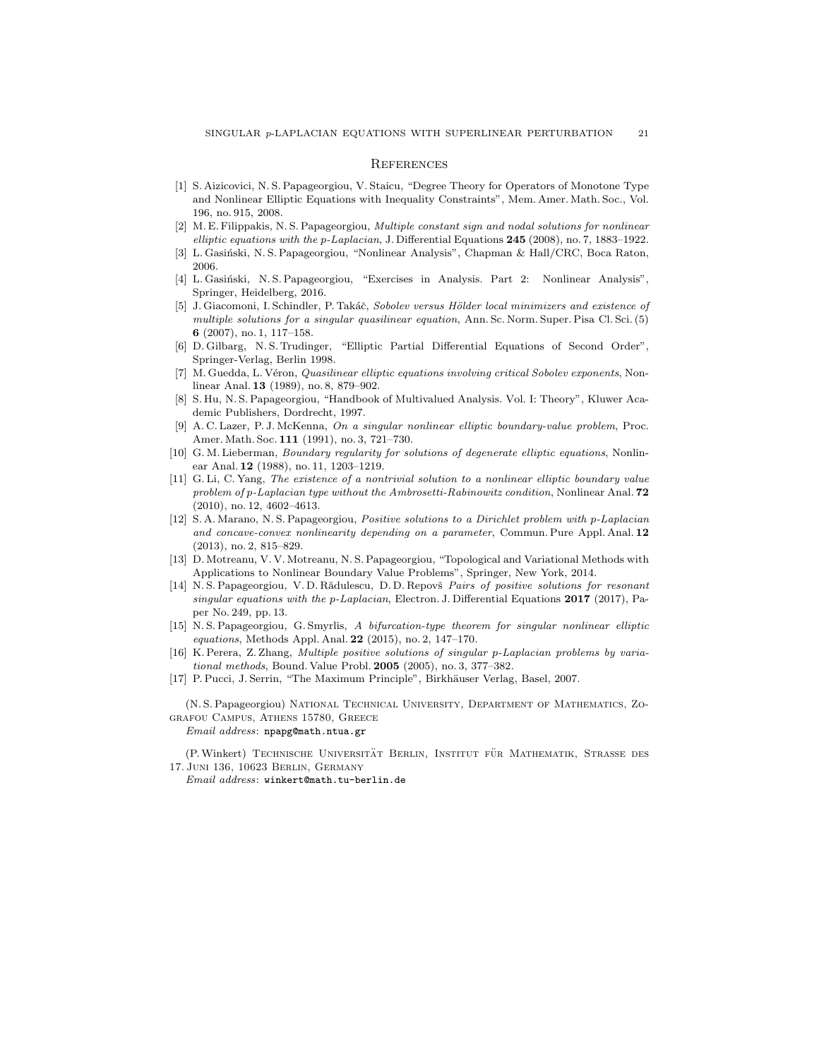## References

[1] S. Aizicovici, N. S. Papageorgiou, V. Staicu, "Degree Theory for Operators of Monotone Type and Nonlinear Elliptic Equations with Inequality Constraints", Mem. Amer. Math. Soc., Vol. 196, no. 915, 2008.

[2] M. E. Filippakis, N. S. Papageorgiou, *Multiple constant sign and nodal solutions for nonlinear elliptic equations with the p-Laplacian*, J. Differential Equations **245** (2008), no. 7, 1883–1922.

[3] L. Gasiński, N. S. Papageorgiou, "Nonlinear Analysis", Chapman & Hall/CRC, Boca Raton, 2006.

[4] L. Gasiński, N. S. Papageorgiou, "Exercises in Analysis. Part 2: Nonlinear Analysis", Springer, Heidelberg, 2016.

[5] J. Giacomoni, I. Schindler, P. Takáč, *Sobolev versus Hölder local minimizers and existence of multiple solutions for a singular quasilinear equation*, Ann. Sc. Norm. Super. Pisa Cl. Sci. (5) **6** (2007), no. 1, 117–158.

[6] D. Gilbarg, N. S. Trudinger, "Elliptic Partial Differential Equations of Second Order", Springer-Verlag, Berlin 1998.

[7] M. Guedda, L. Véron, *Quasilinear elliptic equations involving critical Sobolev exponents*, Nonlinear Anal. **13** (1989), no. 8, 879–902.

[8] S. Hu, N. S. Papageorgiou, "Handbook of Multivalued Analysis. Vol. I: Theory", Kluwer Academic Publishers, Dordrecht, 1997.

[9] A. C. Lazer, P. J. McKenna, *On a singular nonlinear elliptic boundary-value problem*, Proc. Amer. Math. Soc. **111** (1991), no. 3, 721–730.

[10] G. M. Lieberman, *Boundary regularity for solutions of degenerate elliptic equations*, Nonlinear Anal. **12** (1988), no. 11, 1203–1219.

[11] G. Li, C. Yang, *The existence of a nontrivial solution to a nonlinear elliptic boundary value problem of p-Laplacian type without the Ambrosetti-Rabinowitz condition*, Nonlinear Anal. **72** (2010), no. 12, 4602–4613.

[12] S. A. Marano, N. S. Papageorgiou, *Positive solutions to a Dirichlet problem with p-Laplacian and concave-convex nonlinearity depending on a parameter*, Commun. Pure Appl. Anal. **12** (2013), no. 2, 815–829.

[13] D. Motreanu, V. V. Motreanu, N. S. Papageorgiou, "Topological and Variational Methods with Applications to Nonlinear Boundary Value Problems", Springer, New York, 2014.

[14] N. S. Papageorgiou, V. D. Rădulescu, D. D. Repovš *Pairs of positive solutions for resonant singular equations with the p-Laplacian*, Electron. J. Differential Equations **2017** (2017), Paper No. 249, pp. 13.

[15] N. S. Papageorgiou, G. Smyrlis, *A bifurcation-type theorem for singular nonlinear elliptic equations*, Methods Appl. Anal. **22** (2015), no. 2, 147–170.

[16] K. Perera, Z. Zhang, *Multiple positive solutions of singular p-Laplacian problems by variational methods*, Bound. Value Probl. **2005** (2005), no. 3, 377–382.

[17] P. Pucci, J. Serrin, "The Maximum Principle", Birkhäuser Verlag, Basel, 2007.

(N. S. Papageorgiou) National Technical University, Department of Mathematics, Zografou Campus, Athens 15780, Greece

*Email address*: npapg@math.ntua.gr

(P. Winkert) Technische Universität Berlin, Institut für Mathematik, Strasse des 17. Juni 136, 10623 Berlin, Germany

*Email address*: winkert@math.tu-berlin.de